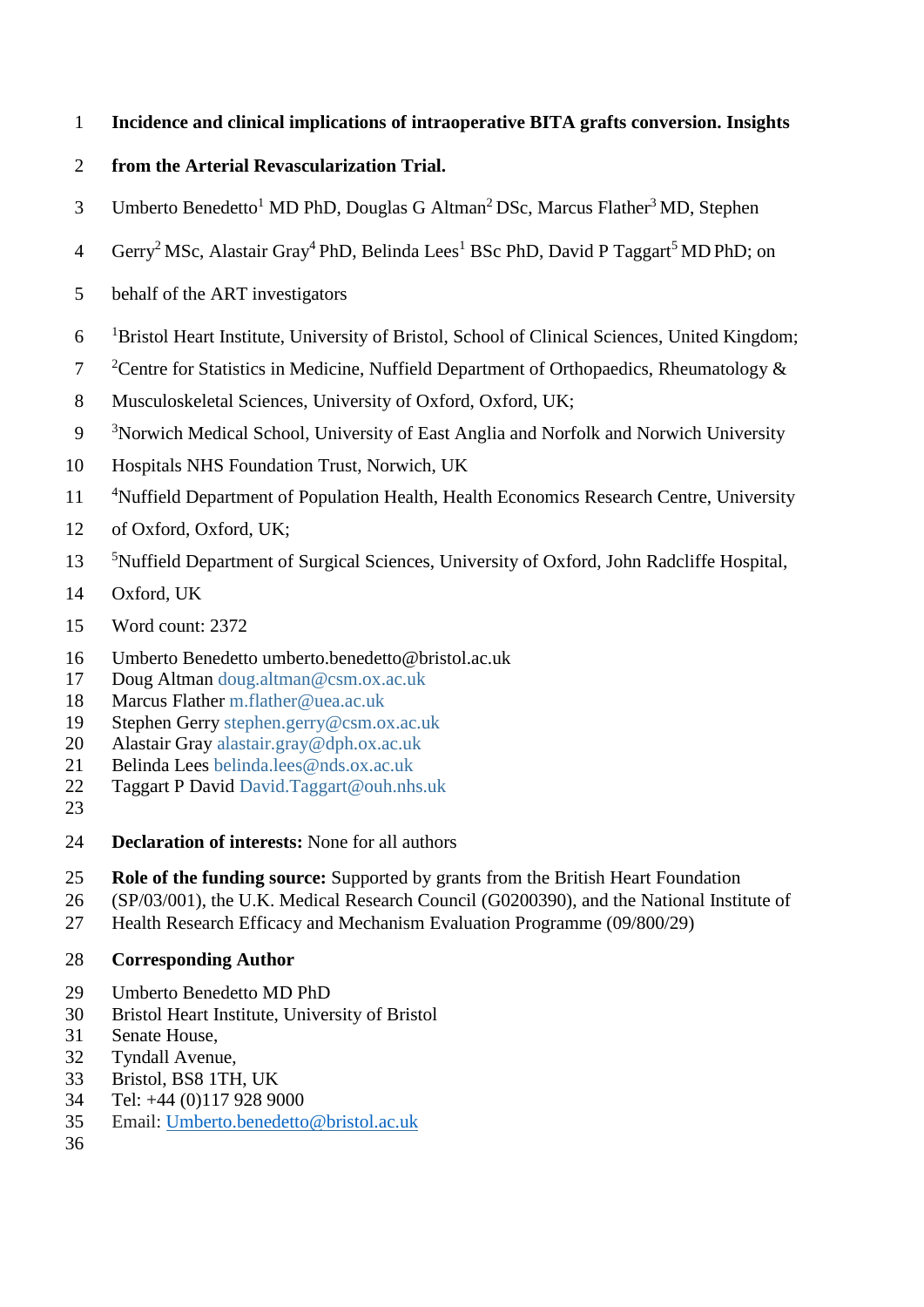# Incidence and clinical implications of intraoperative BITA grafts conversion. Insights from the Arterial Revascularization Trial.

Umberto Benedetto[1] MD PhD, Douglas G Altman[2] DSc, Marcus Flather[3] MD, Stephen Gerry[2] MSc, Alastair Gray[4] PhD, Belinda Lees[1] BSc PhD, David P Taggart[5] MD PhD; on behalf of the ART investigators

[1]Bristol Heart Institute, University of Bristol, School of Clinical Sciences, United Kingdom;
[2]Centre for Statistics in Medicine, Nuffield Department of Orthopaedics, Rheumatology & Musculoskeletal Sciences, University of Oxford, Oxford, UK;
[3]Norwich Medical School, University of East Anglia and Norfolk and Norwich University Hospitals NHS Foundation Trust, Norwich, UK
[4]Nuffield Department of Population Health, Health Economics Research Centre, University of Oxford, Oxford, UK;
[5]Nuffield Department of Surgical Sciences, University of Oxford, John Radcliffe Hospital, Oxford, UK

Word count: 2372

Umberto Benedetto umberto.benedetto@bristol.ac.uk
Doug Altman doug.altman@csm.ox.ac.uk
Marcus Flather m.flather@uea.ac.uk
Stephen Gerry stephen.gerry@csm.ox.ac.uk
Alastair Gray alastair.gray@dph.ox.ac.uk
Belinda Lees belinda.lees@nds.ox.ac.uk
Taggart P David David.Taggart@ouh.nhs.uk

**Declaration of interests:** None for all authors

**Role of the funding source:** Supported by grants from the British Heart Foundation (SP/03/001), the U.K. Medical Research Council (G0200390), and the National Institute of Health Research Efficacy and Mechanism Evaluation Programme (09/800/29)

**Corresponding Author**

Umberto Benedetto MD PhD
Bristol Heart Institute, University of Bristol
Senate House,
Tyndall Avenue,
Bristol, BS8 1TH, UK
Tel: +44 (0)117 928 9000
Email: Umberto.benedetto@bristol.ac.uk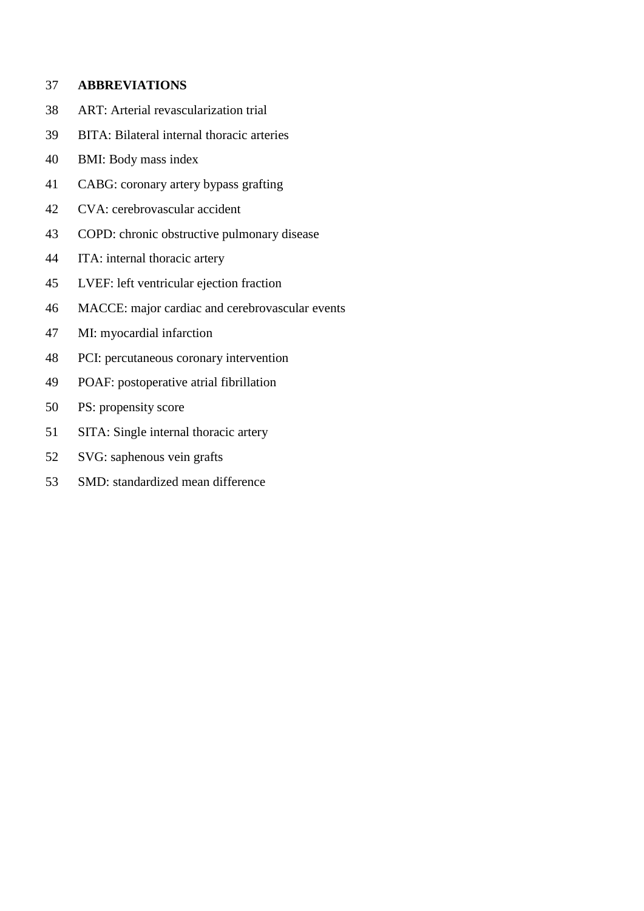**ABBREVIATIONS**

ART: Arterial revascularization trial

BITA: Bilateral internal thoracic arteries

BMI: Body mass index

CABG: coronary artery bypass grafting

CVA: cerebrovascular accident

COPD: chronic obstructive pulmonary disease

ITA: internal thoracic artery

LVEF: left ventricular ejection fraction

MACCE: major cardiac and cerebrovascular events

MI: myocardial infarction

PCI: percutaneous coronary intervention

POAF: postoperative atrial fibrillation

PS: propensity score

SITA: Single internal thoracic artery

SVG: saphenous vein grafts

SMD: standardized mean difference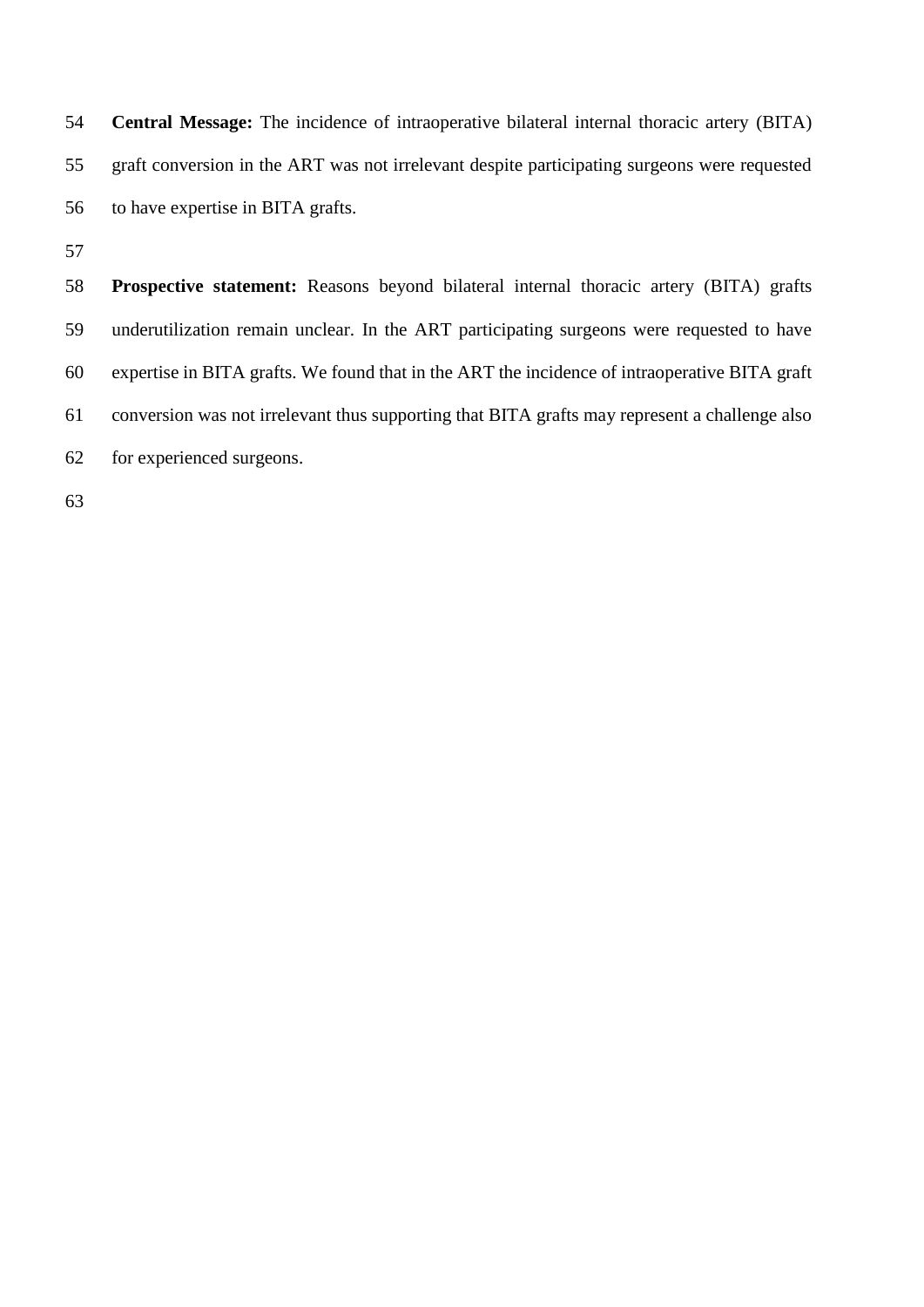**Central Message:** The incidence of intraoperative bilateral internal thoracic artery (BITA) graft conversion in the ART was not irrelevant despite participating surgeons were requested to have expertise in BITA grafts.

**Prospective statement:** Reasons beyond bilateral internal thoracic artery (BITA) grafts underutilization remain unclear. In the ART participating surgeons were requested to have expertise in BITA grafts. We found that in the ART the incidence of intraoperative BITA graft conversion was not irrelevant thus supporting that BITA grafts may represent a challenge also for experienced surgeons.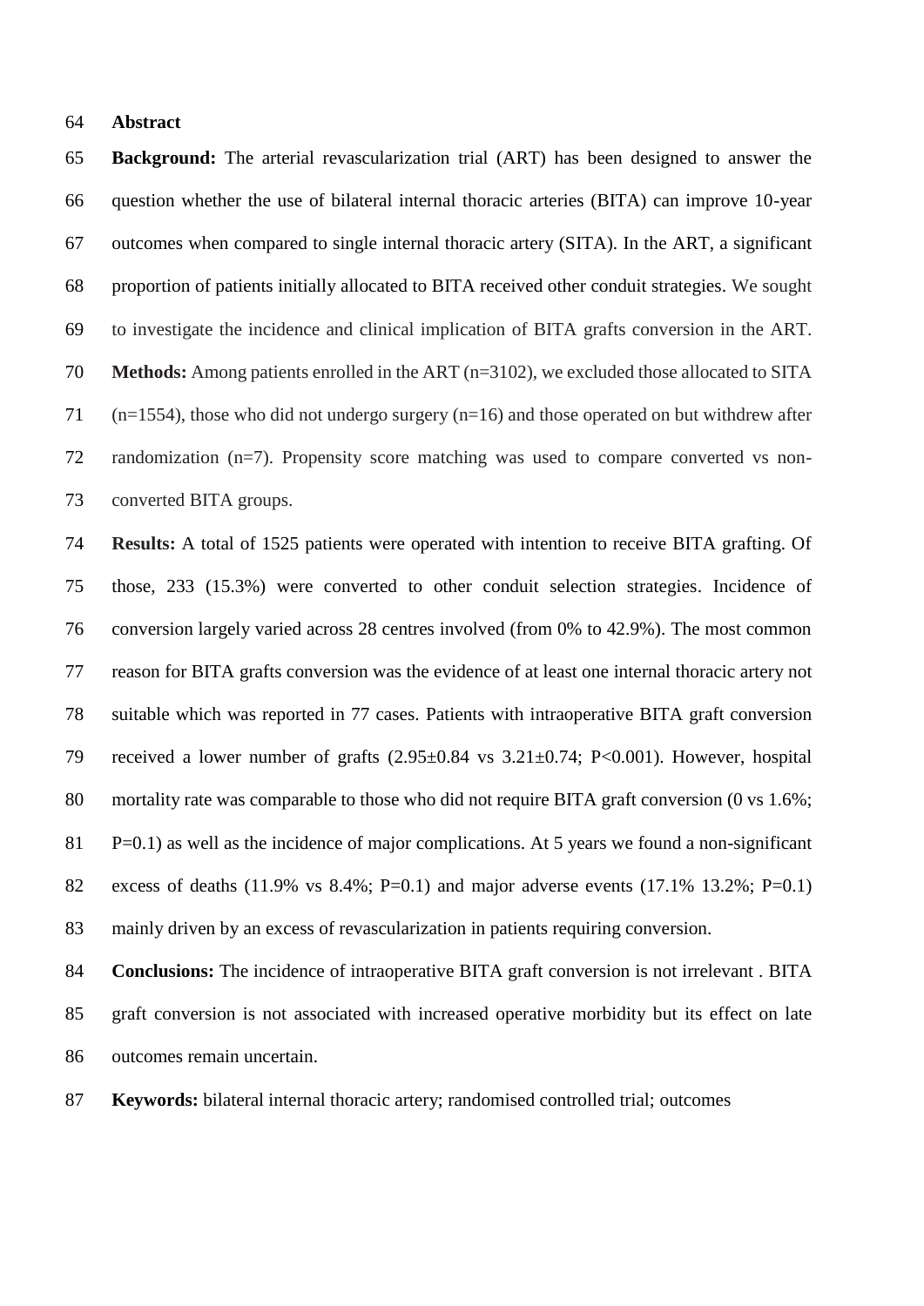## Abstract

**Background:** The arterial revascularization trial (ART) has been designed to answer the question whether the use of bilateral internal thoracic arteries (BITA) can improve 10-year outcomes when compared to single internal thoracic artery (SITA). In the ART, a significant proportion of patients initially allocated to BITA received other conduit strategies. We sought to investigate the incidence and clinical implication of BITA grafts conversion in the ART.

**Methods:** Among patients enrolled in the ART (n=3102), we excluded those allocated to SITA (n=1554), those who did not undergo surgery (n=16) and those operated on but withdrew after randomization (n=7). Propensity score matching was used to compare converted vs non-converted BITA groups.

**Results:** A total of 1525 patients were operated with intention to receive BITA grafting. Of those, 233 (15.3%) were converted to other conduit selection strategies. Incidence of conversion largely varied across 28 centres involved (from 0% to 42.9%). The most common reason for BITA grafts conversion was the evidence of at least one internal thoracic artery not suitable which was reported in 77 cases. Patients with intraoperative BITA graft conversion received a lower number of grafts (2.95±0.84 vs 3.21±0.74; $P<0.001$). However, hospital mortality rate was comparable to those who did not require BITA graft conversion (0 vs 1.6%; $P=0.1$) as well as the incidence of major complications. At 5 years we found a non-significant excess of deaths (11.9% vs 8.4%; $P=0.1$) and major adverse events (17.1% 13.2%; $P=0.1$) mainly driven by an excess of revascularization in patients requiring conversion.

**Conclusions:** The incidence of intraoperative BITA graft conversion is not irrelevant . BITA graft conversion is not associated with increased operative morbidity but its effect on late outcomes remain uncertain.

**Keywords:** bilateral internal thoracic artery; randomised controlled trial; outcomes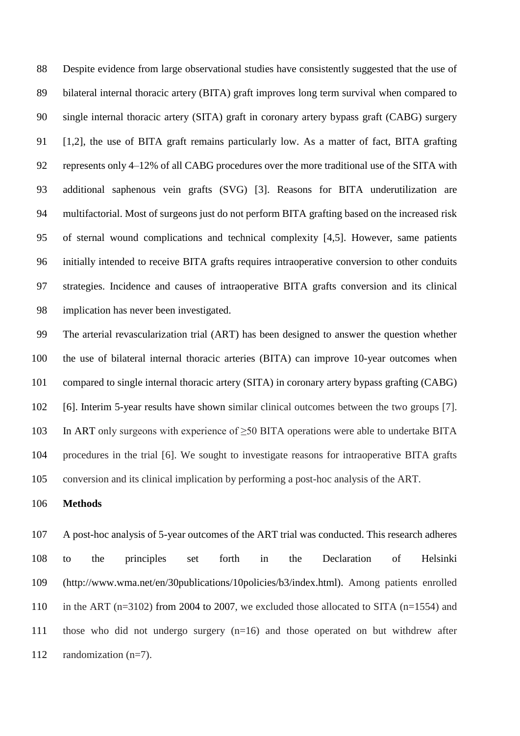Despite evidence from large observational studies have consistently suggested that the use of bilateral internal thoracic artery (BITA) graft improves long term survival when compared to single internal thoracic artery (SITA) graft in coronary artery bypass graft (CABG) surgery [1,2], the use of BITA graft remains particularly low. As a matter of fact, BITA grafting represents only 4–12% of all CABG procedures over the more traditional use of the SITA with additional saphenous vein grafts (SVG) [3]. Reasons for BITA underutilization are multifactorial. Most of surgeons just do not perform BITA grafting based on the increased risk of sternal wound complications and technical complexity [4,5]. However, same patients initially intended to receive BITA grafts requires intraoperative conversion to other conduits strategies. Incidence and causes of intraoperative BITA grafts conversion and its clinical implication has never been investigated.

The arterial revascularization trial (ART) has been designed to answer the question whether the use of bilateral internal thoracic arteries (BITA) can improve 10-year outcomes when compared to single internal thoracic artery (SITA) in coronary artery bypass grafting (CABG) [6]. Interim 5-year results have shown similar clinical outcomes between the two groups [7]. In ART only surgeons with experience of ≥50 BITA operations were able to undertake BITA procedures in the trial [6]. We sought to investigate reasons for intraoperative BITA grafts conversion and its clinical implication by performing a post-hoc analysis of the ART.

## Methods

A post-hoc analysis of 5-year outcomes of the ART trial was conducted. This research adheres to the principles set forth in the Declaration of Helsinki (http://www.wma.net/en/30publications/10policies/b3/index.html). Among patients enrolled in the ART (n=3102) from 2004 to 2007, we excluded those allocated to SITA (n=1554) and those who did not undergo surgery (n=16) and those operated on but withdrew after randomization (n=7).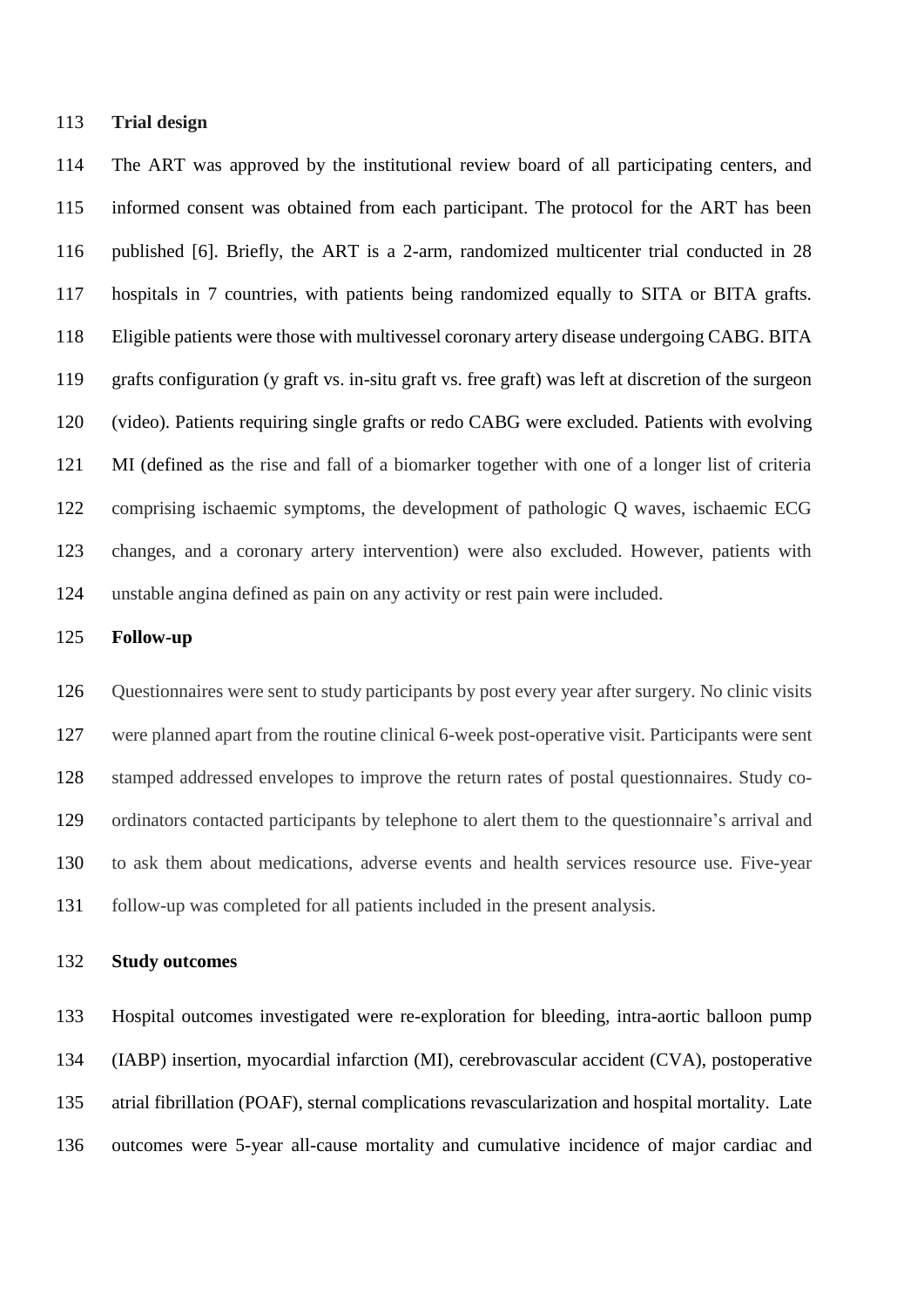**Trial design**

The ART was approved by the institutional review board of all participating centers, and informed consent was obtained from each participant. The protocol for the ART has been published [6]. Briefly, the ART is a 2-arm, randomized multicenter trial conducted in 28 hospitals in 7 countries, with patients being randomized equally to SITA or BITA grafts. Eligible patients were those with multivessel coronary artery disease undergoing CABG. BITA grafts configuration (y graft vs. in-situ graft vs. free graft) was left at discretion of the surgeon (video). Patients requiring single grafts or redo CABG were excluded. Patients with evolving MI (defined as the rise and fall of a biomarker together with one of a longer list of criteria comprising ischaemic symptoms, the development of pathologic Q waves, ischaemic ECG changes, and a coronary artery intervention) were also excluded. However, patients with unstable angina defined as pain on any activity or rest pain were included.

**Follow-up**

Questionnaires were sent to study participants by post every year after surgery. No clinic visits were planned apart from the routine clinical 6-week post-operative visit. Participants were sent stamped addressed envelopes to improve the return rates of postal questionnaires. Study co-ordinators contacted participants by telephone to alert them to the questionnaire's arrival and to ask them about medications, adverse events and health services resource use. Five-year follow-up was completed for all patients included in the present analysis.

**Study outcomes**

Hospital outcomes investigated were re-exploration for bleeding, intra-aortic balloon pump (IABP) insertion, myocardial infarction (MI), cerebrovascular accident (CVA), postoperative atrial fibrillation (POAF), sternal complications revascularization and hospital mortality. Late outcomes were 5-year all-cause mortality and cumulative incidence of major cardiac and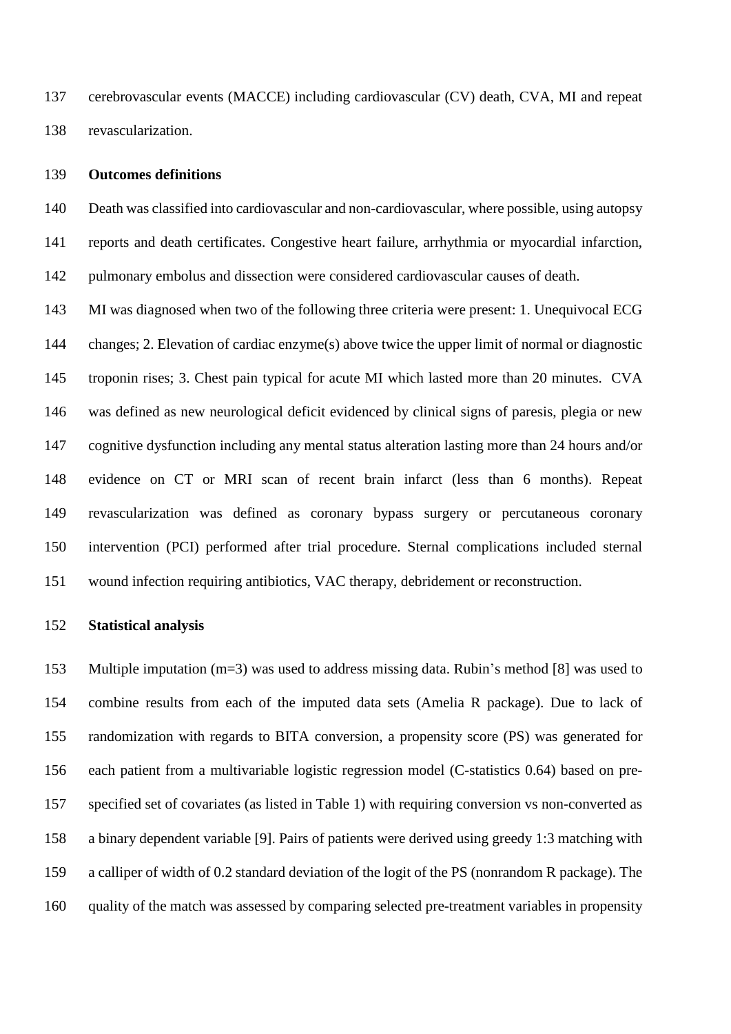cerebrovascular events (MACCE) including cardiovascular (CV) death, CVA, MI and repeat revascularization.

## Outcomes definitions

Death was classified into cardiovascular and non-cardiovascular, where possible, using autopsy reports and death certificates. Congestive heart failure, arrhythmia or myocardial infarction, pulmonary embolus and dissection were considered cardiovascular causes of death.

MI was diagnosed when two of the following three criteria were present: 1. Unequivocal ECG changes; 2. Elevation of cardiac enzyme(s) above twice the upper limit of normal or diagnostic troponin rises; 3. Chest pain typical for acute MI which lasted more than 20 minutes. CVA was defined as new neurological deficit evidenced by clinical signs of paresis, plegia or new cognitive dysfunction including any mental status alteration lasting more than 24 hours and/or evidence on CT or MRI scan of recent brain infarct (less than 6 months). Repeat revascularization was defined as coronary bypass surgery or percutaneous coronary intervention (PCI) performed after trial procedure. Sternal complications included sternal wound infection requiring antibiotics, VAC therapy, debridement or reconstruction.

## Statistical analysis

Multiple imputation (m=3) was used to address missing data. Rubin's method [8] was used to combine results from each of the imputed data sets (Amelia R package). Due to lack of randomization with regards to BITA conversion, a propensity score (PS) was generated for each patient from a multivariable logistic regression model (C-statistics 0.64) based on pre-specified set of covariates (as listed in Table 1) with requiring conversion vs non-converted as a binary dependent variable [9]. Pairs of patients were derived using greedy 1:3 matching with a calliper of width of 0.2 standard deviation of the logit of the PS (nonrandom R package). The quality of the match was assessed by comparing selected pre-treatment variables in propensity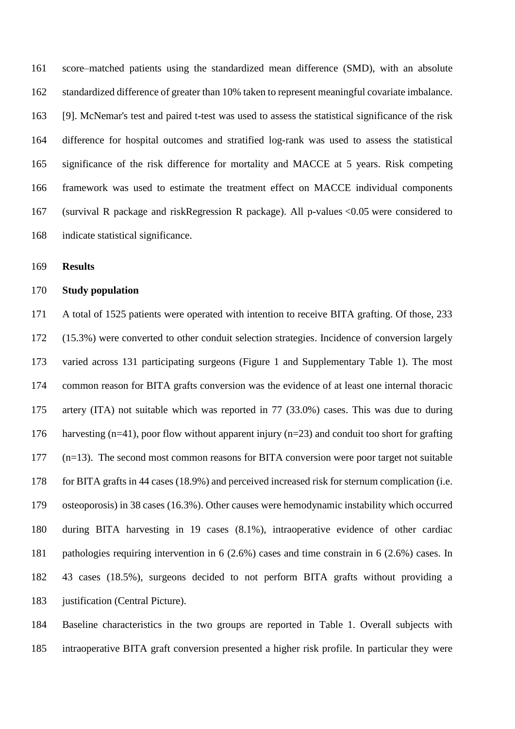score–matched patients using the standardized mean difference (SMD), with an absolute standardized difference of greater than 10% taken to represent meaningful covariate imbalance. [9]. McNemar's test and paired t-test was used to assess the statistical significance of the risk difference for hospital outcomes and stratified log-rank was used to assess the statistical significance of the risk difference for mortality and MACCE at 5 years. Risk competing framework was used to estimate the treatment effect on MACCE individual components (survival R package and riskRegression R package). All p-values <0.05 were considered to indicate statistical significance.

## Results

### Study population

A total of 1525 patients were operated with intention to receive BITA grafting. Of those, 233 (15.3%) were converted to other conduit selection strategies. Incidence of conversion largely varied across 131 participating surgeons (Figure 1 and Supplementary Table 1). The most common reason for BITA grafts conversion was the evidence of at least one internal thoracic artery (ITA) not suitable which was reported in 77 (33.0%) cases. This was due to during harvesting (n=41), poor flow without apparent injury (n=23) and conduit too short for grafting (n=13). The second most common reasons for BITA conversion were poor target not suitable for BITA grafts in 44 cases (18.9%) and perceived increased risk for sternum complication (i.e. osteoporosis) in 38 cases (16.3%). Other causes were hemodynamic instability which occurred during BITA harvesting in 19 cases (8.1%), intraoperative evidence of other cardiac pathologies requiring intervention in 6 (2.6%) cases and time constrain in 6 (2.6%) cases. In 43 cases (18.5%), surgeons decided to not perform BITA grafts without providing a justification (Central Picture).

Baseline characteristics in the two groups are reported in Table 1. Overall subjects with intraoperative BITA graft conversion presented a higher risk profile. In particular they were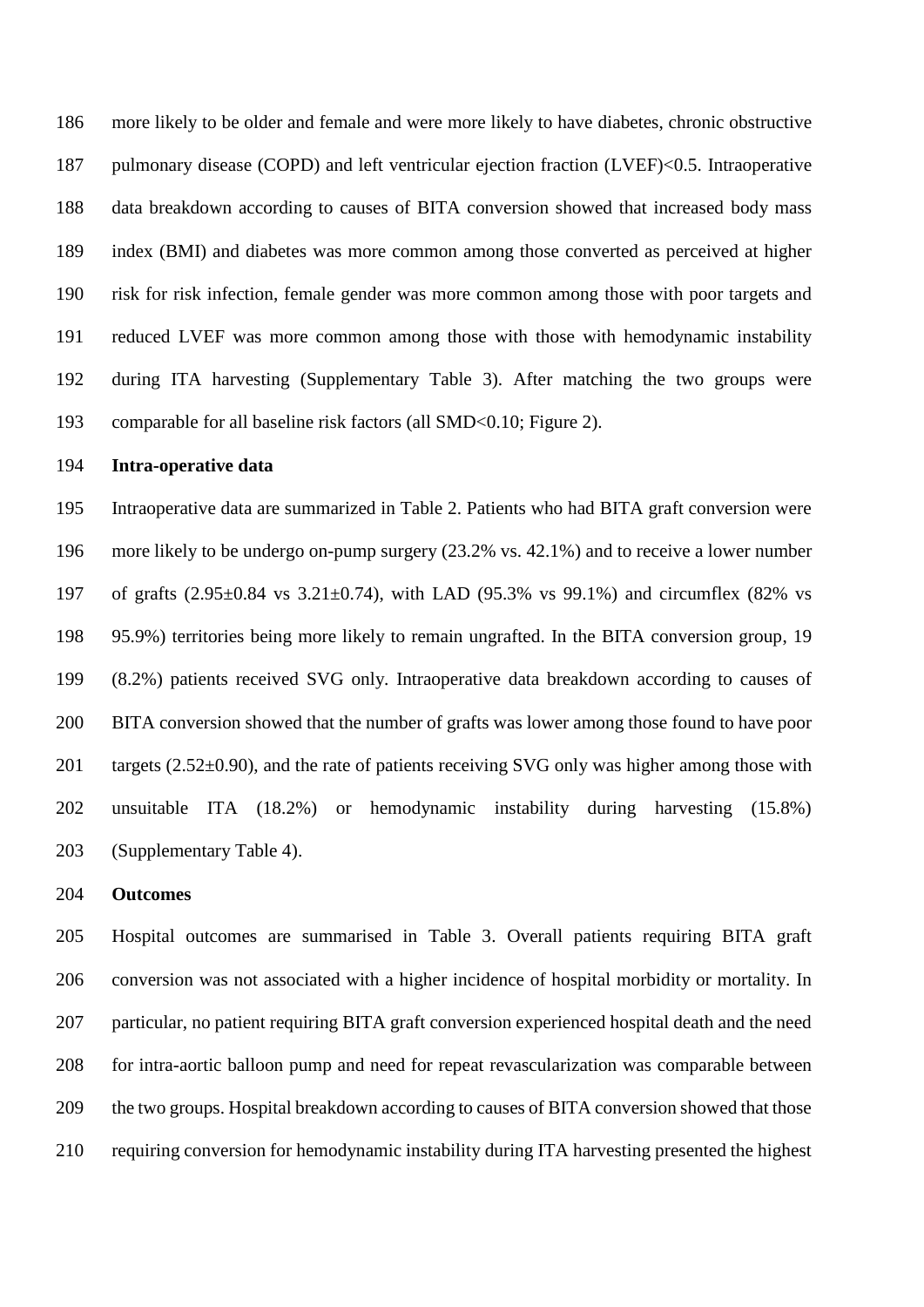more likely to be older and female and were more likely to have diabetes, chronic obstructive pulmonary disease (COPD) and left ventricular ejection fraction (LVEF)<0.5. Intraoperative data breakdown according to causes of BITA conversion showed that increased body mass index (BMI) and diabetes was more common among those converted as perceived at higher risk for risk infection, female gender was more common among those with poor targets and reduced LVEF was more common among those with those with hemodynamic instability during ITA harvesting (Supplementary Table 3). After matching the two groups were comparable for all baseline risk factors (all SMD<0.10; Figure 2).

**Intra-operative data**

Intraoperative data are summarized in Table 2. Patients who had BITA graft conversion were more likely to be undergo on-pump surgery (23.2% vs. 42.1%) and to receive a lower number of grafts (2.95±0.84 vs 3.21±0.74), with LAD (95.3% vs 99.1%) and circumflex (82% vs 95.9%) territories being more likely to remain ungrafted. In the BITA conversion group, 19 (8.2%) patients received SVG only. Intraoperative data breakdown according to causes of BITA conversion showed that the number of grafts was lower among those found to have poor targets (2.52±0.90), and the rate of patients receiving SVG only was higher among those with unsuitable ITA (18.2%) or hemodynamic instability during harvesting (15.8%) (Supplementary Table 4).

**Outcomes**

Hospital outcomes are summarised in Table 3. Overall patients requiring BITA graft conversion was not associated with a higher incidence of hospital morbidity or mortality. In particular, no patient requiring BITA graft conversion experienced hospital death and the need for intra-aortic balloon pump and need for repeat revascularization was comparable between the two groups. Hospital breakdown according to causes of BITA conversion showed that those requiring conversion for hemodynamic instability during ITA harvesting presented the highest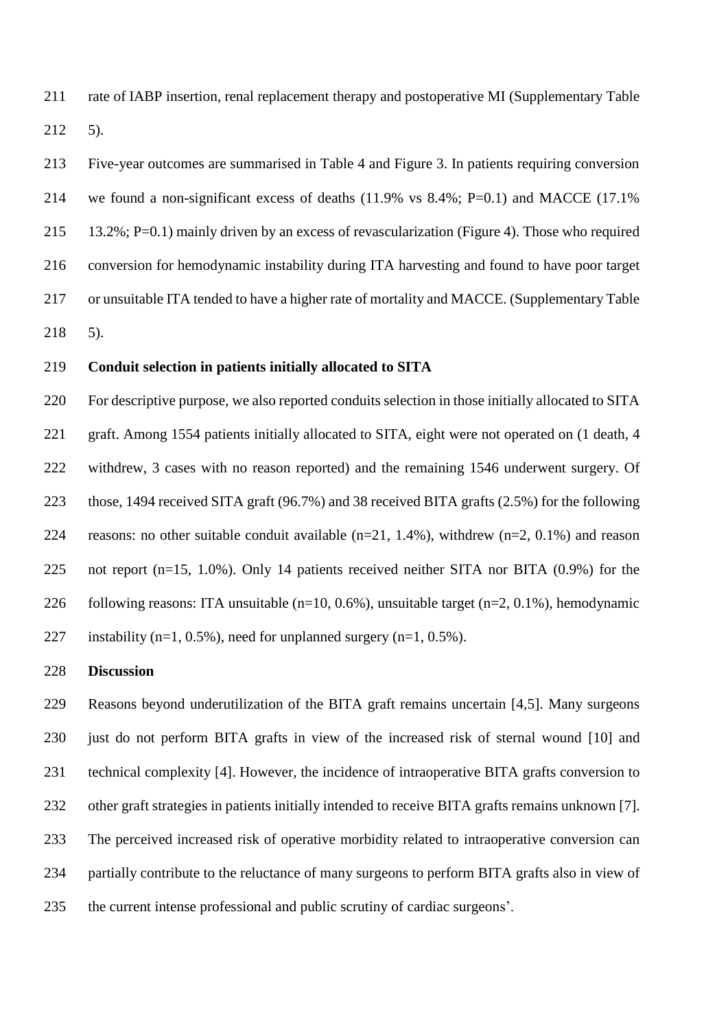rate of IABP insertion, renal replacement therapy and postoperative MI (Supplementary Table 5).

Five-year outcomes are summarised in Table 4 and Figure 3. In patients requiring conversion we found a non-significant excess of deaths (11.9% vs 8.4%; P=0.1) and MACCE (17.1% 13.2%; P=0.1) mainly driven by an excess of revascularization (Figure 4). Those who required conversion for hemodynamic instability during ITA harvesting and found to have poor target or unsuitable ITA tended to have a higher rate of mortality and MACCE. (Supplementary Table 5).

**Conduit selection in patients initially allocated to SITA**

For descriptive purpose, we also reported conduits selection in those initially allocated to SITA graft. Among 1554 patients initially allocated to SITA, eight were not operated on (1 death, 4 withdrew, 3 cases with no reason reported) and the remaining 1546 underwent surgery. Of those, 1494 received SITA graft (96.7%) and 38 received BITA grafts (2.5%) for the following reasons: no other suitable conduit available (n=21, 1.4%), withdrew (n=2, 0.1%) and reason not report (n=15, 1.0%). Only 14 patients received neither SITA nor BITA (0.9%) for the following reasons: ITA unsuitable (n=10, 0.6%), unsuitable target (n=2, 0.1%), hemodynamic instability (n=1, 0.5%), need for unplanned surgery (n=1, 0.5%).

## Discussion

Reasons beyond underutilization of the BITA graft remains uncertain [4,5]. Many surgeons just do not perform BITA grafts in view of the increased risk of sternal wound [10] and technical complexity [4]. However, the incidence of intraoperative BITA grafts conversion to other graft strategies in patients initially intended to receive BITA grafts remains unknown [7]. The perceived increased risk of operative morbidity related to intraoperative conversion can partially contribute to the reluctance of many surgeons to perform BITA grafts also in view of the current intense professional and public scrutiny of cardiac surgeons'.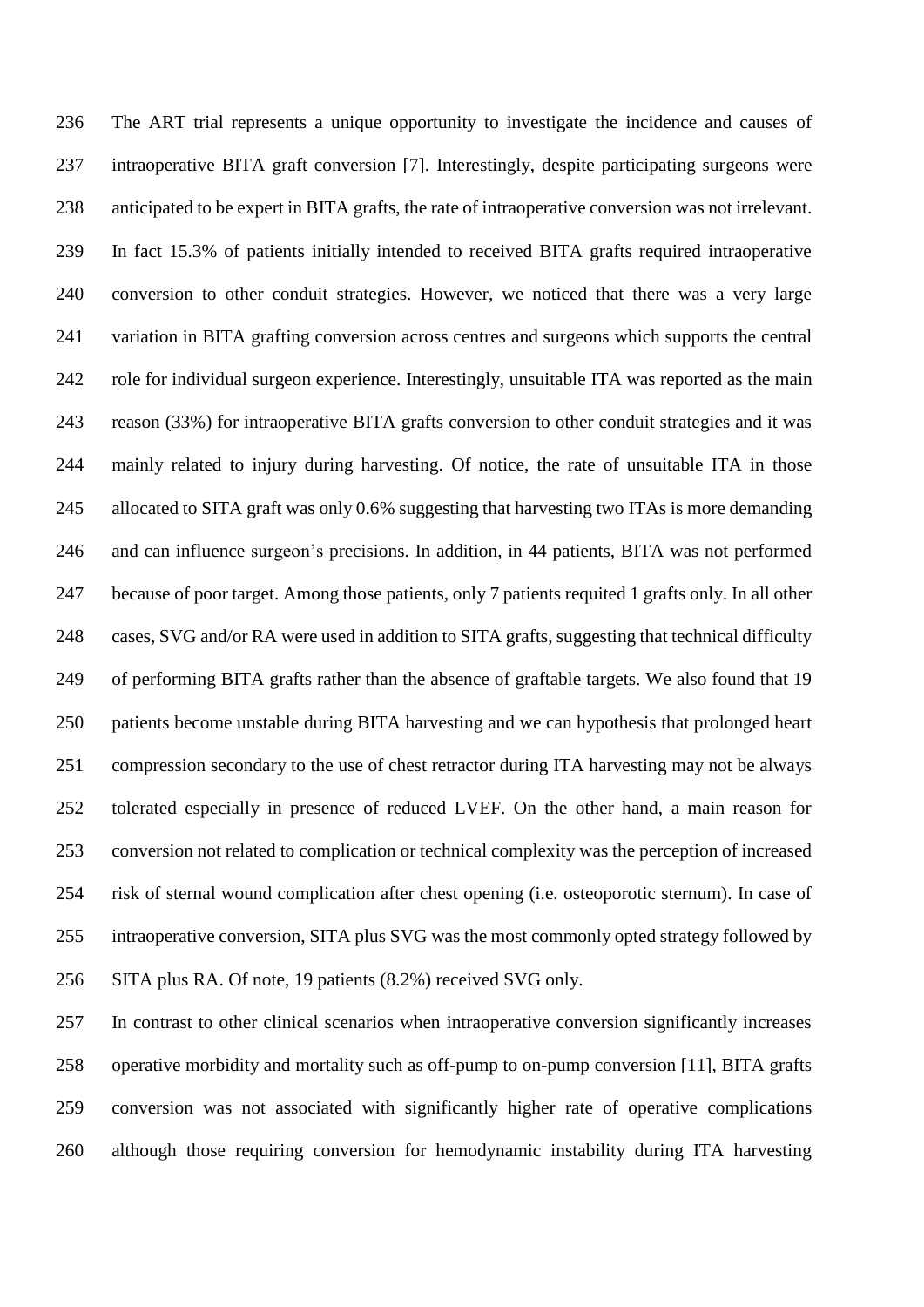The ART trial represents a unique opportunity to investigate the incidence and causes of intraoperative BITA graft conversion [7]. Interestingly, despite participating surgeons were anticipated to be expert in BITA grafts, the rate of intraoperative conversion was not irrelevant. In fact 15.3% of patients initially intended to received BITA grafts required intraoperative conversion to other conduit strategies. However, we noticed that there was a very large variation in BITA grafting conversion across centres and surgeons which supports the central role for individual surgeon experience. Interestingly, unsuitable ITA was reported as the main reason (33%) for intraoperative BITA grafts conversion to other conduit strategies and it was mainly related to injury during harvesting. Of notice, the rate of unsuitable ITA in those allocated to SITA graft was only 0.6% suggesting that harvesting two ITAs is more demanding and can influence surgeon's precisions. In addition, in 44 patients, BITA was not performed because of poor target. Among those patients, only 7 patients requited 1 grafts only. In all other cases, SVG and/or RA were used in addition to SITA grafts, suggesting that technical difficulty of performing BITA grafts rather than the absence of graftable targets. We also found that 19 patients become unstable during BITA harvesting and we can hypothesis that prolonged heart compression secondary to the use of chest retractor during ITA harvesting may not be always tolerated especially in presence of reduced LVEF. On the other hand, a main reason for conversion not related to complication or technical complexity was the perception of increased risk of sternal wound complication after chest opening (i.e. osteoporotic sternum). In case of intraoperative conversion, SITA plus SVG was the most commonly opted strategy followed by SITA plus RA. Of note, 19 patients (8.2%) received SVG only.

In contrast to other clinical scenarios when intraoperative conversion significantly increases operative morbidity and mortality such as off-pump to on-pump conversion [11], BITA grafts conversion was not associated with significantly higher rate of operative complications although those requiring conversion for hemodynamic instability during ITA harvesting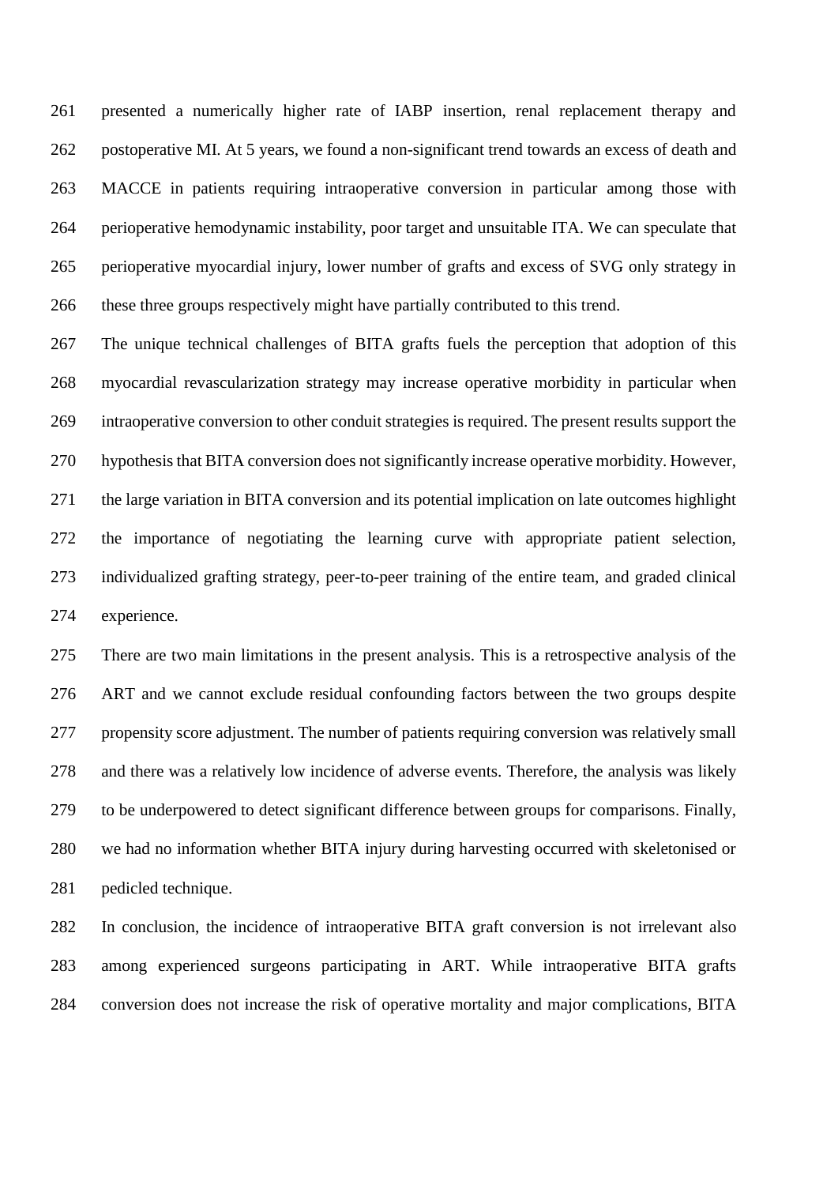presented a numerically higher rate of IABP insertion, renal replacement therapy and postoperative MI. At 5 years, we found a non-significant trend towards an excess of death and MACCE in patients requiring intraoperative conversion in particular among those with perioperative hemodynamic instability, poor target and unsuitable ITA. We can speculate that perioperative myocardial injury, lower number of grafts and excess of SVG only strategy in these three groups respectively might have partially contributed to this trend.

The unique technical challenges of BITA grafts fuels the perception that adoption of this myocardial revascularization strategy may increase operative morbidity in particular when intraoperative conversion to other conduit strategies is required. The present results support the hypothesis that BITA conversion does not significantly increase operative morbidity. However, the large variation in BITA conversion and its potential implication on late outcomes highlight the importance of negotiating the learning curve with appropriate patient selection, individualized grafting strategy, peer-to-peer training of the entire team, and graded clinical experience.

There are two main limitations in the present analysis. This is a retrospective analysis of the ART and we cannot exclude residual confounding factors between the two groups despite propensity score adjustment. The number of patients requiring conversion was relatively small and there was a relatively low incidence of adverse events. Therefore, the analysis was likely to be underpowered to detect significant difference between groups for comparisons. Finally, we had no information whether BITA injury during harvesting occurred with skeletonised or pedicled technique.

In conclusion, the incidence of intraoperative BITA graft conversion is not irrelevant also among experienced surgeons participating in ART. While intraoperative BITA grafts conversion does not increase the risk of operative mortality and major complications, BITA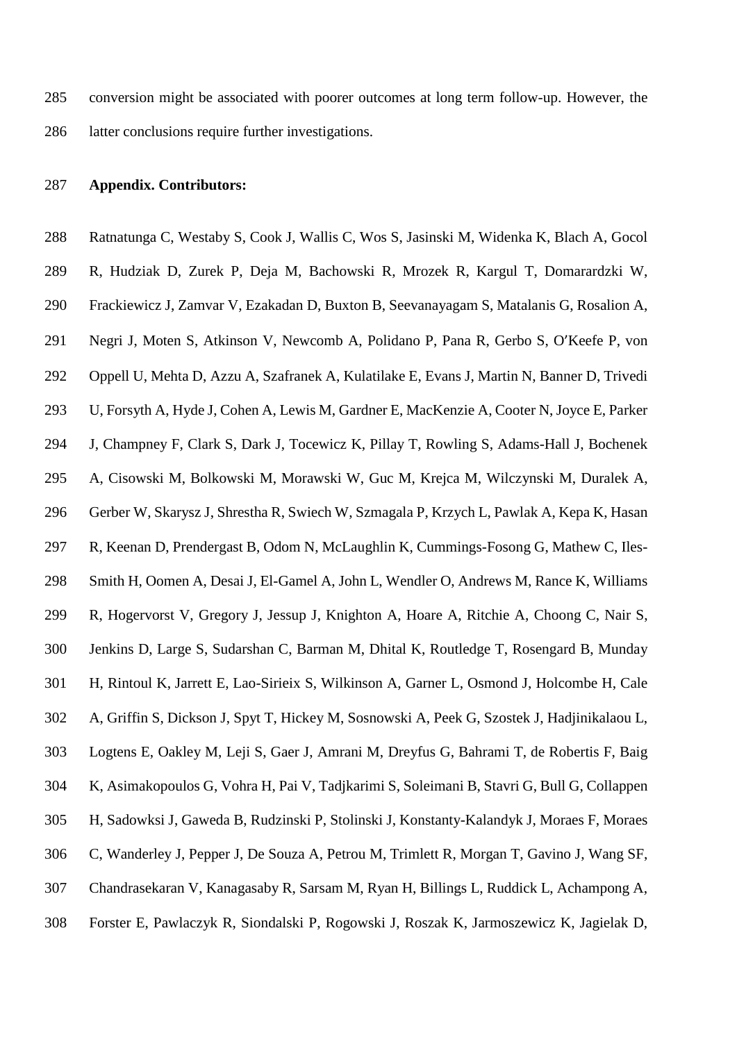conversion might be associated with poorer outcomes at long term follow-up. However, the latter conclusions require further investigations.

**Appendix. Contributors:**

Ratnatunga C, Westaby S, Cook J, Wallis C, Wos S, Jasinski M, Widenka K, Blach A, Gocol R, Hudziak D, Zurek P, Deja M, Bachowski R, Mrozek R, Kargul T, Domarardzki W, Frackiewicz J, Zamvar V, Ezakadan D, Buxton B, Seevanayagam S, Matalanis G, Rosalion A, Negri J, Moten S, Atkinson V, Newcomb A, Polidano P, Pana R, Gerbo S, O′Keefe P, von Oppell U, Mehta D, Azzu A, Szafranek A, Kulatilake E, Evans J, Martin N, Banner D, Trivedi U, Forsyth A, Hyde J, Cohen A, Lewis M, Gardner E, MacKenzie A, Cooter N, Joyce E, Parker J, Champney F, Clark S, Dark J, Tocewicz K, Pillay T, Rowling S, Adams-Hall J, Bochenek A, Cisowski M, Bolkowski M, Morawski W, Guc M, Krejca M, Wilczynski M, Duralek A, Gerber W, Skarysz J, Shrestha R, Swiech W, Szmagala P, Krzych L, Pawlak A, Kepa K, Hasan R, Keenan D, Prendergast B, Odom N, McLaughlin K, Cummings-Fosong G, Mathew C, Iles-Smith H, Oomen A, Desai J, El-Gamel A, John L, Wendler O, Andrews M, Rance K, Williams R, Hogervorst V, Gregory J, Jessup J, Knighton A, Hoare A, Ritchie A, Choong C, Nair S, Jenkins D, Large S, Sudarshan C, Barman M, Dhital K, Routledge T, Rosengard B, Munday H, Rintoul K, Jarrett E, Lao-Sirieix S, Wilkinson A, Garner L, Osmond J, Holcombe H, Cale A, Griffin S, Dickson J, Spyt T, Hickey M, Sosnowski A, Peek G, Szostek J, Hadjinikalaou L, Logtens E, Oakley M, Leji S, Gaer J, Amrani M, Dreyfus G, Bahrami T, de Robertis F, Baig K, Asimakopoulos G, Vohra H, Pai V, Tadjkarimi S, Soleimani B, Stavri G, Bull G, Collappen H, Sadowksi J, Gaweda B, Rudzinski P, Stolinski J, Konstanty-Kalandyk J, Moraes F, Moraes C, Wanderley J, Pepper J, De Souza A, Petrou M, Trimlett R, Morgan T, Gavino J, Wang SF, Chandrasekaran V, Kanagasaby R, Sarsam M, Ryan H, Billings L, Ruddick L, Achampong A, Forster E, Pawlaczyk R, Siondalski P, Rogowski J, Roszak K, Jarmoszewicz K, Jagielak D,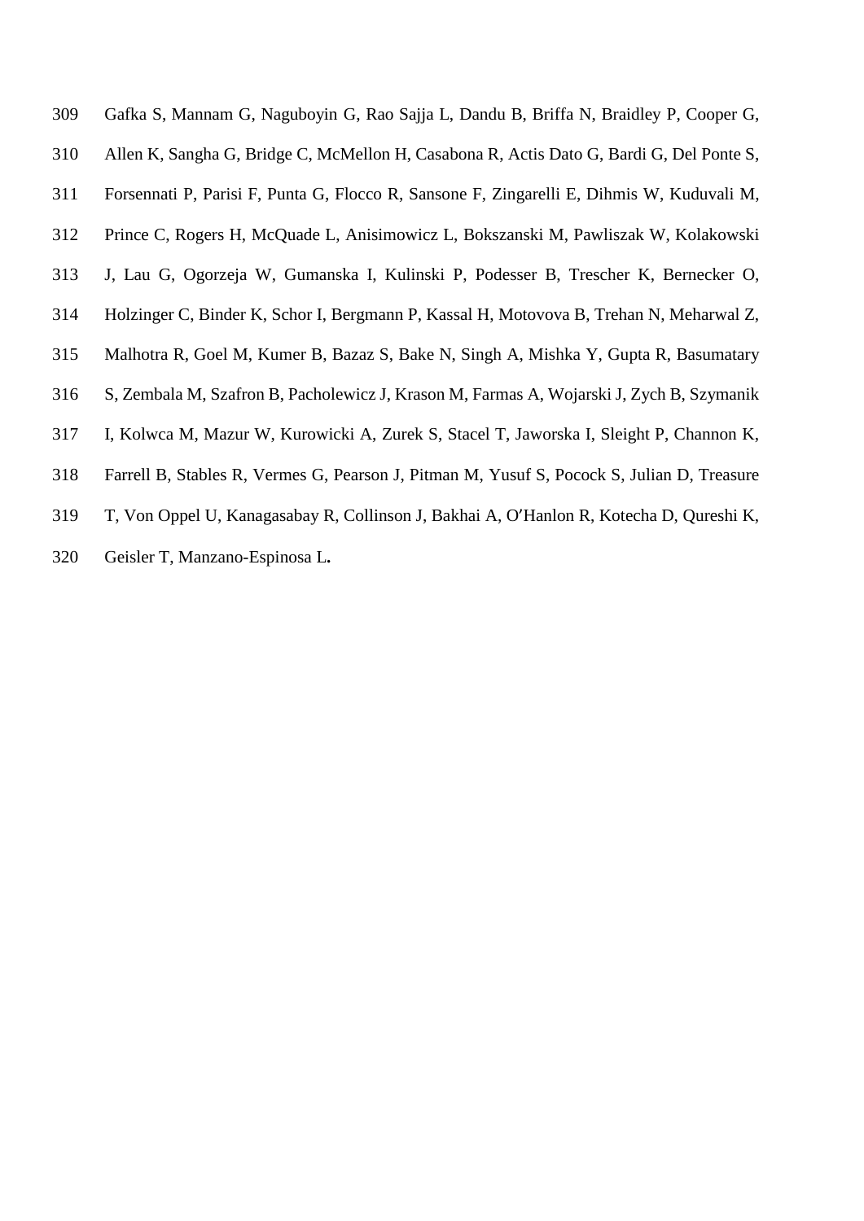Gafka S, Mannam G, Naguboyin G, Rao Sajja L, Dandu B, Briffa N, Braidley P, Cooper G, Allen K, Sangha G, Bridge C, McMellon H, Casabona R, Actis Dato G, Bardi G, Del Ponte S, Forsennati P, Parisi F, Punta G, Flocco R, Sansone F, Zingarelli E, Dihmis W, Kuduvali M, Prince C, Rogers H, McQuade L, Anisimowicz L, Bokszanski M, Pawliszak W, Kolakowski J, Lau G, Ogorzeja W, Gumanska I, Kulinski P, Podesser B, Trescher K, Bernecker O, Holzinger C, Binder K, Schor I, Bergmann P, Kassal H, Motovova B, Trehan N, Meharwal Z, Malhotra R, Goel M, Kumer B, Bazaz S, Bake N, Singh A, Mishka Y, Gupta R, Basumatary S, Zembala M, Szafron B, Pacholewicz J, Krason M, Farmas A, Wojarski J, Zych B, Szymanik I, Kolwca M, Mazur W, Kurowicki A, Zurek S, Stacel T, Jaworska I, Sleight P, Channon K, Farrell B, Stables R, Vermes G, Pearson J, Pitman M, Yusuf S, Pocock S, Julian D, Treasure T, Von Oppel U, Kanagasabay R, Collinson J, Bakhai A, O′Hanlon R, Kotecha D, Qureshi K, Geisler T, Manzano-Espinosa L**.**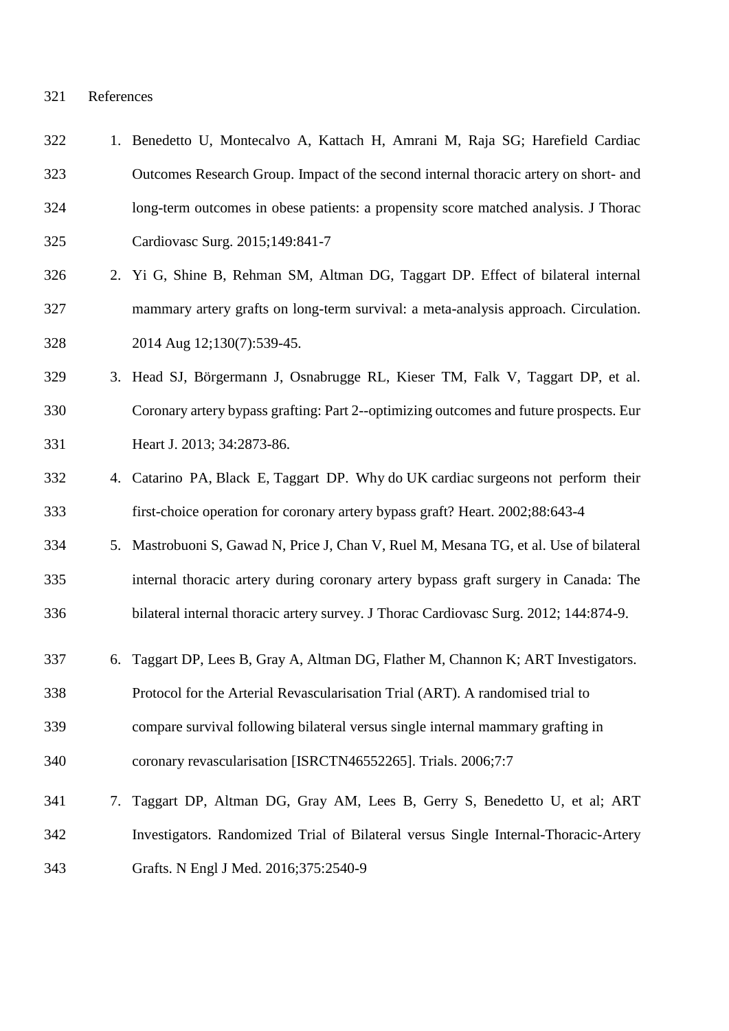References

1. Benedetto U, Montecalvo A, Kattach H, Amrani M, Raja SG; Harefield Cardiac Outcomes Research Group. Impact of the second internal thoracic artery on short- and long-term outcomes in obese patients: a propensity score matched analysis. J Thorac Cardiovasc Surg. 2015;149:841-7
2. Yi G, Shine B, Rehman SM, Altman DG, Taggart DP. Effect of bilateral internal mammary artery grafts on long-term survival: a meta-analysis approach. Circulation. 2014 Aug 12;130(7):539-45.
3. Head SJ, Börgermann J, Osnabrugge RL, Kieser TM, Falk V, Taggart DP, et al. Coronary artery bypass grafting: Part 2--optimizing outcomes and future prospects. Eur Heart J. 2013; 34:2873-86.
4. Catarino PA, Black E, Taggart DP. Why do UK cardiac surgeons not perform their first-choice operation for coronary artery bypass graft? Heart. 2002;88:643-4
5. Mastrobuoni S, Gawad N, Price J, Chan V, Ruel M, Mesana TG, et al. Use of bilateral internal thoracic artery during coronary artery bypass graft surgery in Canada: The bilateral internal thoracic artery survey. J Thorac Cardiovasc Surg. 2012; 144:874-9.
6. Taggart DP, Lees B, Gray A, Altman DG, Flather M, Channon K; ART Investigators. Protocol for the Arterial Revascularisation Trial (ART). A randomised trial to compare survival following bilateral versus single internal mammary grafting in coronary revascularisation [ISRCTN46552265]. Trials. 2006;7:7
7. Taggart DP, Altman DG, Gray AM, Lees B, Gerry S, Benedetto U, et al; ART Investigators. Randomized Trial of Bilateral versus Single Internal-Thoracic-Artery Grafts. N Engl J Med. 2016;375:2540-9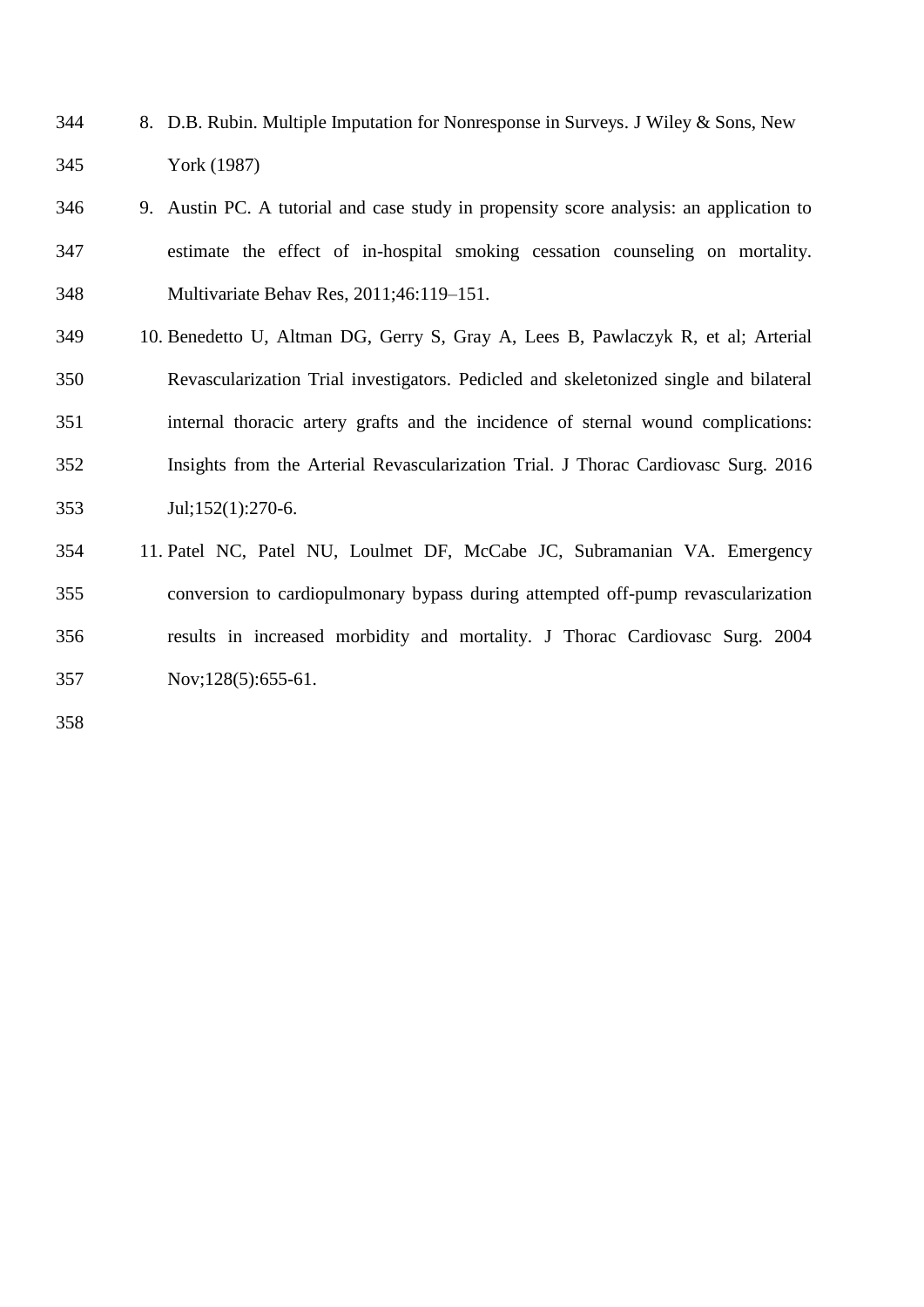8. D.B. Rubin. Multiple Imputation for Nonresponse in Surveys. J Wiley & Sons, New York (1987)
9. Austin PC. A tutorial and case study in propensity score analysis: an application to estimate the effect of in-hospital smoking cessation counseling on mortality. Multivariate Behav Res, 2011;46:119–151.
10. Benedetto U, Altman DG, Gerry S, Gray A, Lees B, Pawlaczyk R, et al; Arterial Revascularization Trial investigators. Pedicled and skeletonized single and bilateral internal thoracic artery grafts and the incidence of sternal wound complications: Insights from the Arterial Revascularization Trial. J Thorac Cardiovasc Surg. 2016 Jul;152(1):270-6.
11. Patel NC, Patel NU, Loulmet DF, McCabe JC, Subramanian VA. Emergency conversion to cardiopulmonary bypass during attempted off-pump revascularization results in increased morbidity and mortality. J Thorac Cardiovasc Surg. 2004 Nov;128(5):655-61.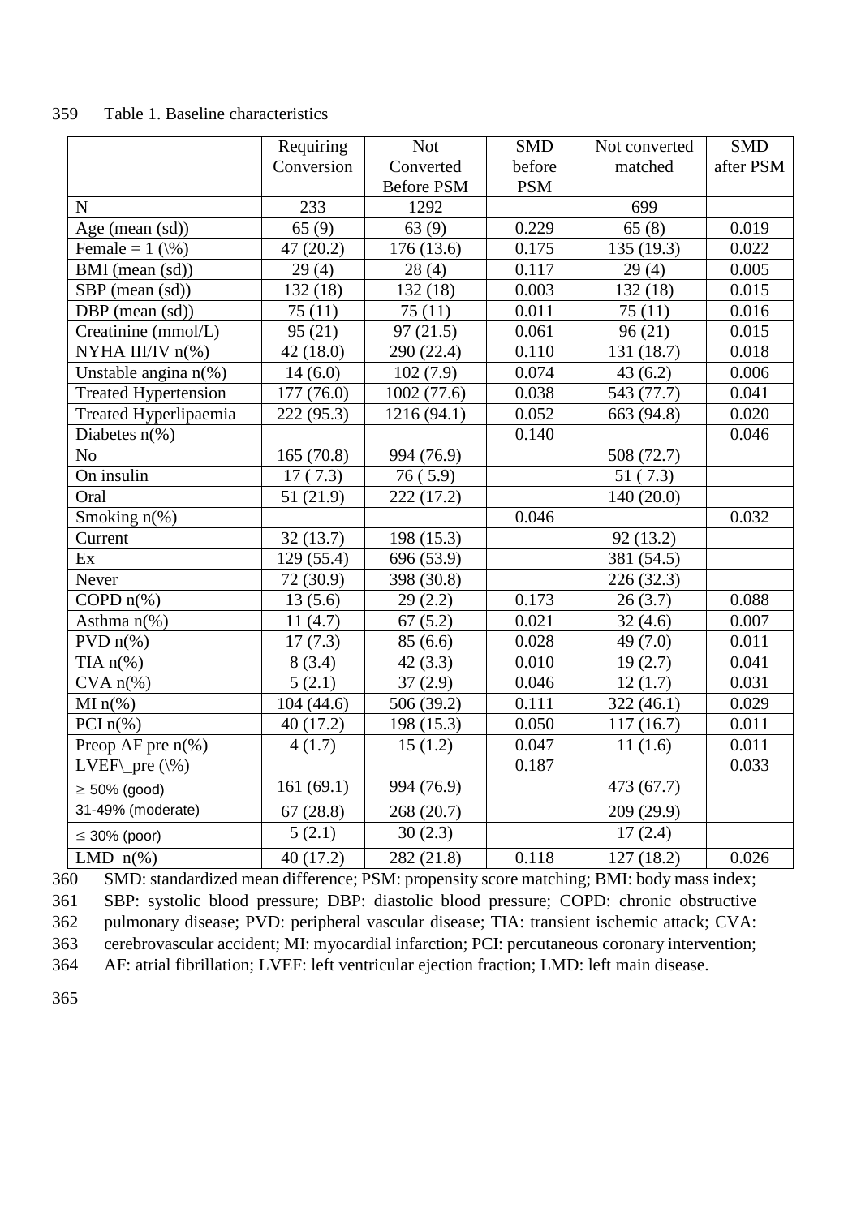Table 1. Baseline characteristics

| | Requiring Conversion | Not Converted Before PSM | SMD before PSM | Not converted matched | SMD after PSM |
|---|---|---|---|---|---|
| N | 233 | 1292 | | 699 | |
| Age (mean (sd)) | 65 (9) | 63 (9) | 0.229 | 65 (8) | 0.019 |
| Female = 1 (\%) | 47 (20.2) | 176 (13.6) | 0.175 | 135 (19.3) | 0.022 |
| BMI (mean (sd)) | 29 (4) | 28 (4) | 0.117 | 29 (4) | 0.005 |
| SBP (mean (sd)) | 132 (18) | 132 (18) | 0.003 | 132 (18) | 0.015 |
| DBP (mean (sd)) | 75 (11) | 75 (11) | 0.011 | 75 (11) | 0.016 |
| Creatinine (mmol/L) | 95 (21) | 97 (21.5) | 0.061 | 96 (21) | 0.015 |
| NYHA III/IV n(%) | 42 (18.0) | 290 (22.4) | 0.110 | 131 (18.7) | 0.018 |
| Unstable angina n(%) | 14 (6.0) | 102 (7.9) | 0.074 | 43 (6.2) | 0.006 |
| Treated Hypertension | 177 (76.0) | 1002 (77.6) | 0.038 | 543 (77.7) | 0.041 |
| Treated Hyperlipaemia | 222 (95.3) | 1216 (94.1) | 0.052 | 663 (94.8) | 0.020 |
| Diabetes n(%) | | | 0.140 | | 0.046 |
| No | 165 (70.8) | 994 (76.9) | | 508 (72.7) | |
| On insulin | 17 ( 7.3) | 76 ( 5.9) | | 51 ( 7.3) | |
| Oral | 51 (21.9) | 222 (17.2) | | 140 (20.0) | |
| Smoking n(%) | | | 0.046 | | 0.032 |
| Current | 32 (13.7) | 198 (15.3) | | 92 (13.2) | |
| Ex | 129 (55.4) | 696 (53.9) | | 381 (54.5) | |
| Never | 72 (30.9) | 398 (30.8) | | 226 (32.3) | |
| COPD n(%) | 13 (5.6) | 29 (2.2) | 0.173 | 26 (3.7) | 0.088 |
| Asthma n(%) | 11 (4.7) | 67 (5.2) | 0.021 | 32 (4.6) | 0.007 |
| PVD n(%) | 17 (7.3) | 85 (6.6) | 0.028 | 49 (7.0) | 0.011 |
| TIA n(%) | 8 (3.4) | 42 (3.3) | 0.010 | 19 (2.7) | 0.041 |
| CVA n(%) | 5 (2.1) | 37 (2.9) | 0.046 | 12 (1.7) | 0.031 |
| MI n(%) | 104 (44.6) | 506 (39.2) | 0.111 | 322 (46.1) | 0.029 |
| PCI n(%) | 40 (17.2) | 198 (15.3) | 0.050 | 117 (16.7) | 0.011 |
| Preop AF pre n(%) | 4 (1.7) | 15 (1.2) | 0.047 | 11 (1.6) | 0.011 |
| LVEF\_pre (\%) | | | 0.187 | | 0.033 |
| ≥ 50% (good) | 161 (69.1) | 994 (76.9) | | 473 (67.7) | |
| 31-49% (moderate) | 67 (28.8) | 268 (20.7) | | 209 (29.9) | |
| ≤ 30% (poor) | 5 (2.1) | 30 (2.3) | | 17 (2.4) | |
| LMD n(%) | 40 (17.2) | 282 (21.8) | 0.118 | 127 (18.2) | 0.026 |

SMD: standardized mean difference; PSM: propensity score matching; BMI: body mass index; SBP: systolic blood pressure; DBP: diastolic blood pressure; COPD: chronic obstructive pulmonary disease; PVD: peripheral vascular disease; TIA: transient ischemic attack; CVA: cerebrovascular accident; MI: myocardial infarction; PCI: percutaneous coronary intervention; AF: atrial fibrillation; LVEF: left ventricular ejection fraction; LMD: left main disease.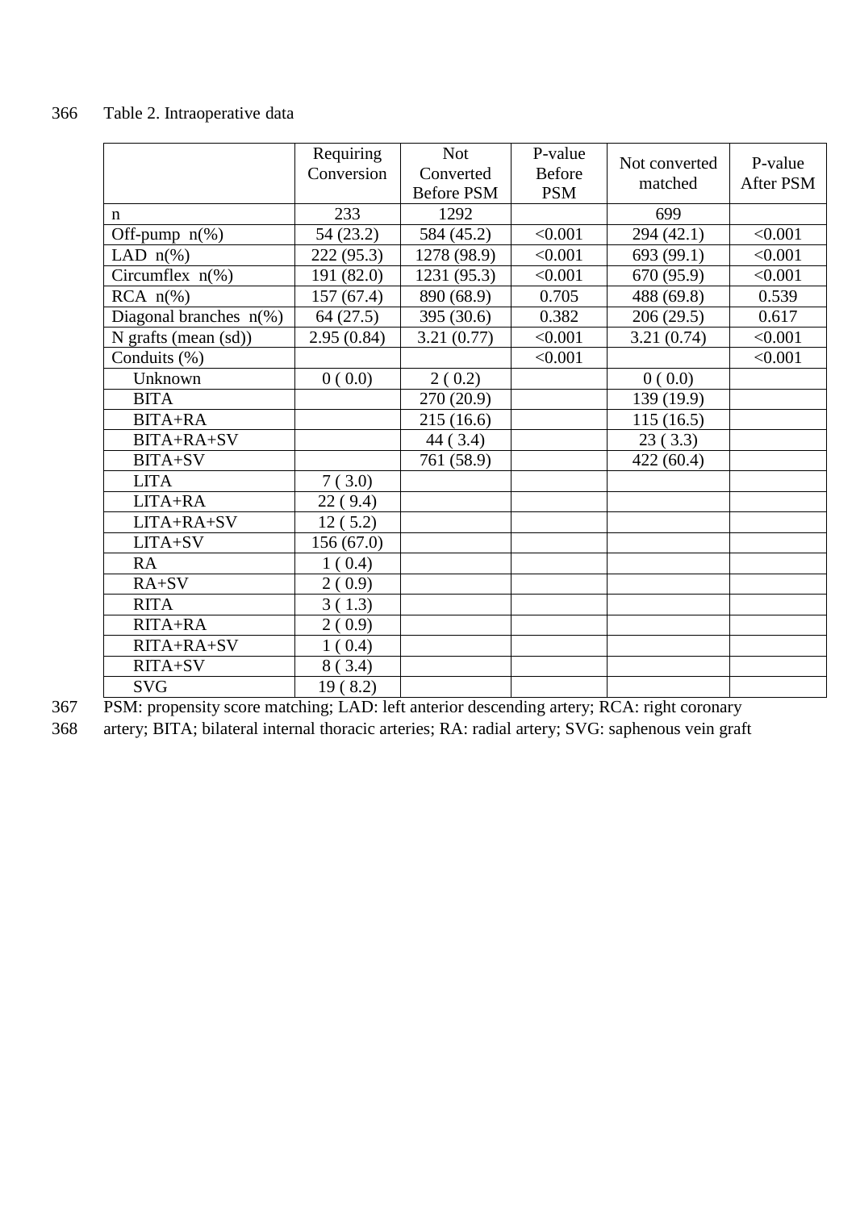Table 2. Intraoperative data

| | Requiring Conversion | Not Converted Before PSM | P-value Before PSM | Not converted matched | P-value After PSM |
|---|---|---|---|---|---|
| n | 233 | 1292 | | 699 | |
| Off-pump n(%) | 54 (23.2) | 584 (45.2) | <0.001 | 294 (42.1) | <0.001 |
| LAD n(%) | 222 (95.3) | 1278 (98.9) | <0.001 | 693 (99.1) | <0.001 |
| Circumflex n(%) | 191 (82.0) | 1231 (95.3) | <0.001 | 670 (95.9) | <0.001 |
| RCA n(%) | 157 (67.4) | 890 (68.9) | 0.705 | 488 (69.8) | 0.539 |
| Diagonal branches n(%) | 64 (27.5) | 395 (30.6) | 0.382 | 206 (29.5) | 0.617 |
| N grafts (mean (sd)) | 2.95 (0.84) | 3.21 (0.77) | <0.001 | 3.21 (0.74) | <0.001 |
| Conduits (%) | | | <0.001 | | <0.001 |
| Unknown | 0 ( 0.0) | 2 ( 0.2) | | 0 ( 0.0) | |
| BITA | | 270 (20.9) | | 139 (19.9) | |
| BITA+RA | | 215 (16.6) | | 115 (16.5) | |
| BITA+RA+SV | | 44 ( 3.4) | | 23 ( 3.3) | |
| BITA+SV | | 761 (58.9) | | 422 (60.4) | |
| LITA | 7 ( 3.0) | | | | |
| LITA+RA | 22 ( 9.4) | | | | |
| LITA+RA+SV | 12 ( 5.2) | | | | |
| LITA+SV | 156 (67.0) | | | | |
| RA | 1 ( 0.4) | | | | |
| RA+SV | 2 ( 0.9) | | | | |
| RITA | 3 ( 1.3) | | | | |
| RITA+RA | 2 ( 0.9) | | | | |
| RITA+RA+SV | 1 ( 0.4) | | | | |
| RITA+SV | 8 ( 3.4) | | | | |
| SVG | 19 ( 8.2) | | | | |

PSM: propensity score matching; LAD: left anterior descending artery; RCA: right coronary artery; BITA; bilateral internal thoracic arteries; RA: radial artery; SVG: saphenous vein graft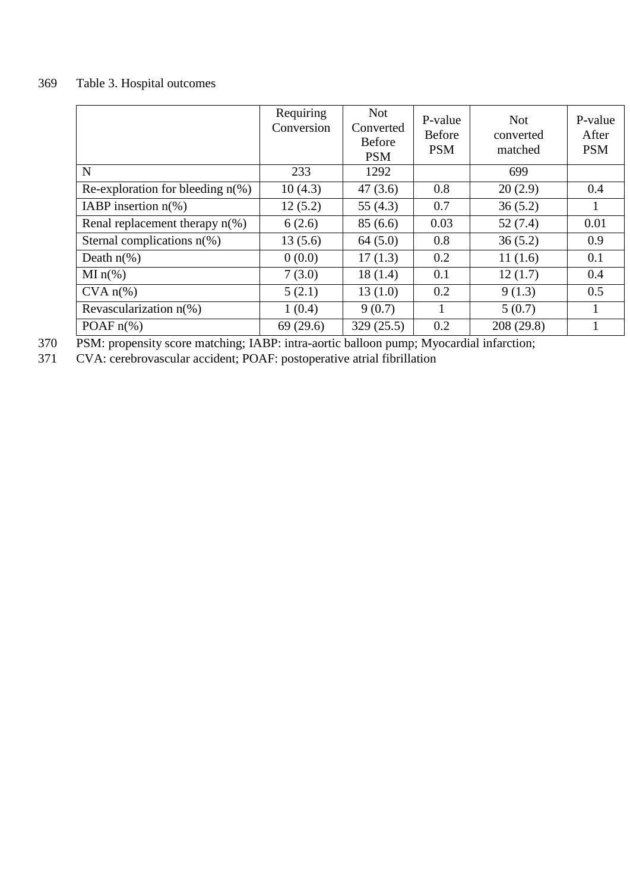Table 3. Hospital outcomes

| | Requiring Conversion | Not Converted Before PSM | P-value Before PSM | Not converted matched | P-value After PSM |
|---|---|---|---|---|---|
| N | 233 | 1292 | | 699 | |
| Re-exploration for bleeding n(%) | 10 (4.3) | 47 (3.6) | 0.8 | 20 (2.9) | 0.4 |
| IABP insertion n(%) | 12 (5.2) | 55 (4.3) | 0.7 | 36 (5.2) | 1 |
| Renal replacement therapy n(%) | 6 (2.6) | 85 (6.6) | 0.03 | 52 (7.4) | 0.01 |
| Sternal complications n(%) | 13 (5.6) | 64 (5.0) | 0.8 | 36 (5.2) | 0.9 |
| Death n(%) | 0 (0.0) | 17 (1.3) | 0.2 | 11 (1.6) | 0.1 |
| MI n(%) | 7 (3.0) | 18 (1.4) | 0.1 | 12 (1.7) | 0.4 |
| CVA n(%) | 5 (2.1) | 13 (1.0) | 0.2 | 9 (1.3) | 0.5 |
| Revascularization n(%) | 1 (0.4) | 9 (0.7) | 1 | 5 (0.7) | 1 |
| POAF n(%) | 69 (29.6) | 329 (25.5) | 0.2 | 208 (29.8) | 1 |

PSM: propensity score matching; IABP: intra-aortic balloon pump; Myocardial infarction; CVA: cerebrovascular accident; POAF: postoperative atrial fibrillation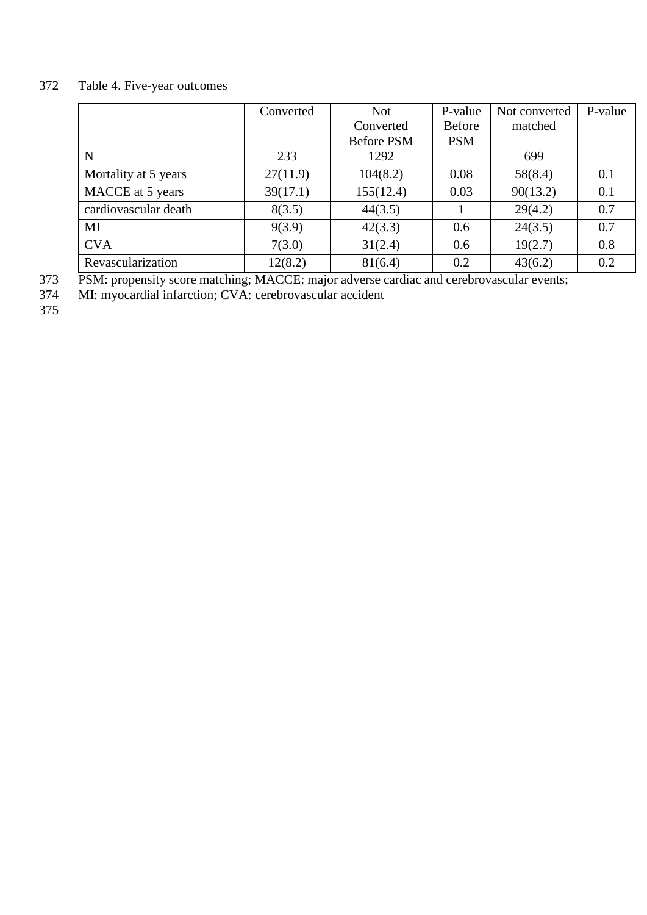Table 4. Five-year outcomes

| | Converted | Not Converted Before PSM | P-value Before PSM | Not converted matched | P-value |
|---|---|---|---|---|---|
| N | 233 | 1292 | | 699 | |
| Mortality at 5 years | 27(11.9) | 104(8.2) | 0.08 | 58(8.4) | 0.1 |
| MACCE at 5 years | 39(17.1) | 155(12.4) | 0.03 | 90(13.2) | 0.1 |
| cardiovascular death | 8(3.5) | 44(3.5) | 1 | 29(4.2) | 0.7 |
| MI | 9(3.9) | 42(3.3) | 0.6 | 24(3.5) | 0.7 |
| CVA | 7(3.0) | 31(2.4) | 0.6 | 19(2.7) | 0.8 |
| Revascularization | 12(8.2) | 81(6.4) | 0.2 | 43(6.2) | 0.2 |

PSM: propensity score matching; MACCE: major adverse cardiac and cerebrovascular events; MI: myocardial infarction; CVA: cerebrovascular accident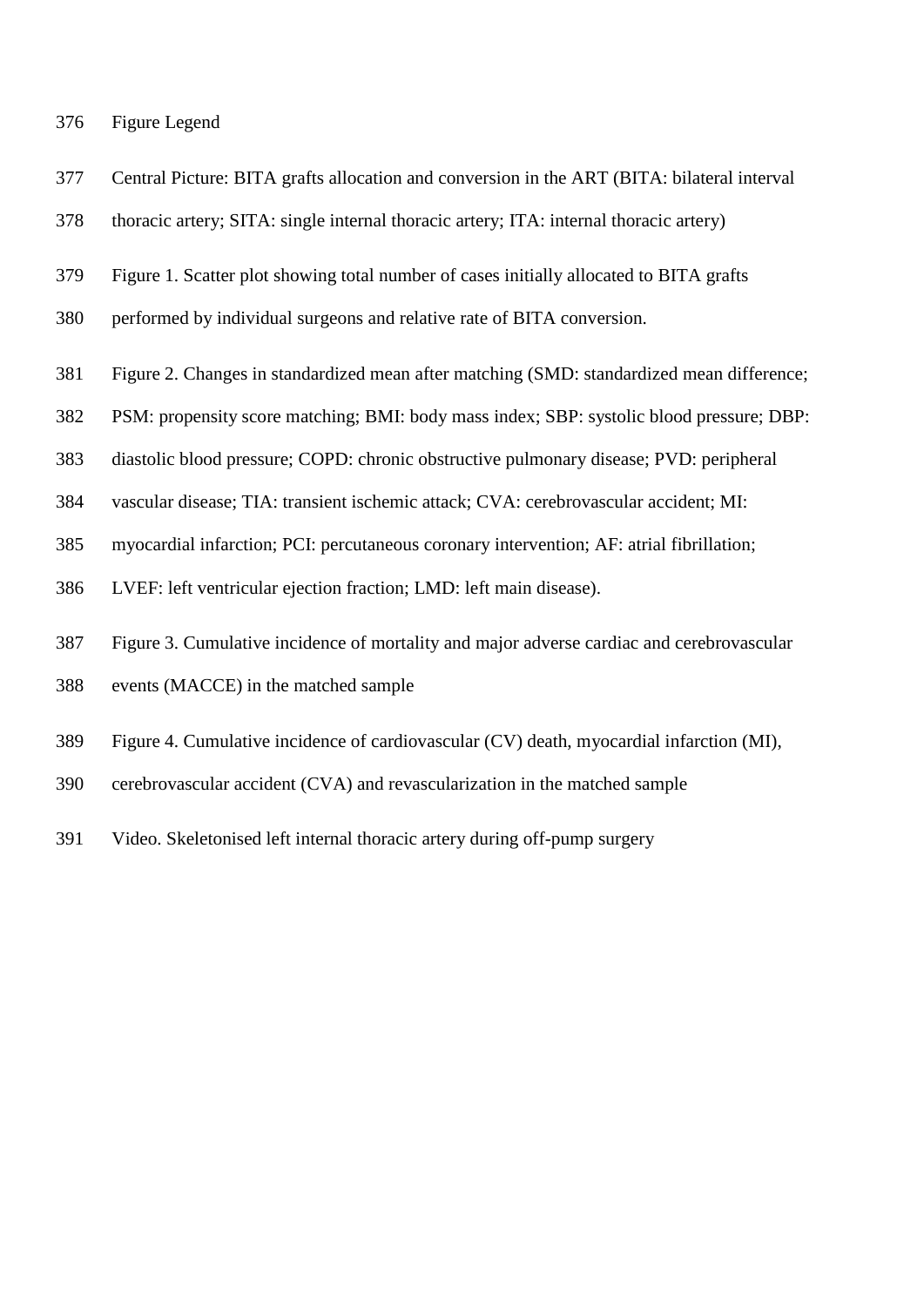## Figure Legend

Central Picture: BITA grafts allocation and conversion in the ART (BITA: bilateral interval thoracic artery; SITA: single internal thoracic artery; ITA: internal thoracic artery)

Figure 1. Scatter plot showing total number of cases initially allocated to BITA grafts performed by individual surgeons and relative rate of BITA conversion.

Figure 2. Changes in standardized mean after matching (SMD: standardized mean difference; PSM: propensity score matching; BMI: body mass index; SBP: systolic blood pressure; DBP: diastolic blood pressure; COPD: chronic obstructive pulmonary disease; PVD: peripheral vascular disease; TIA: transient ischemic attack; CVA: cerebrovascular accident; MI: myocardial infarction; PCI: percutaneous coronary intervention; AF: atrial fibrillation; LVEF: left ventricular ejection fraction; LMD: left main disease).

Figure 3. Cumulative incidence of mortality and major adverse cardiac and cerebrovascular events (MACCE) in the matched sample

Figure 4. Cumulative incidence of cardiovascular (CV) death, myocardial infarction (MI), cerebrovascular accident (CVA) and revascularization in the matched sample

Video. Skeletonised left internal thoracic artery during off-pump surgery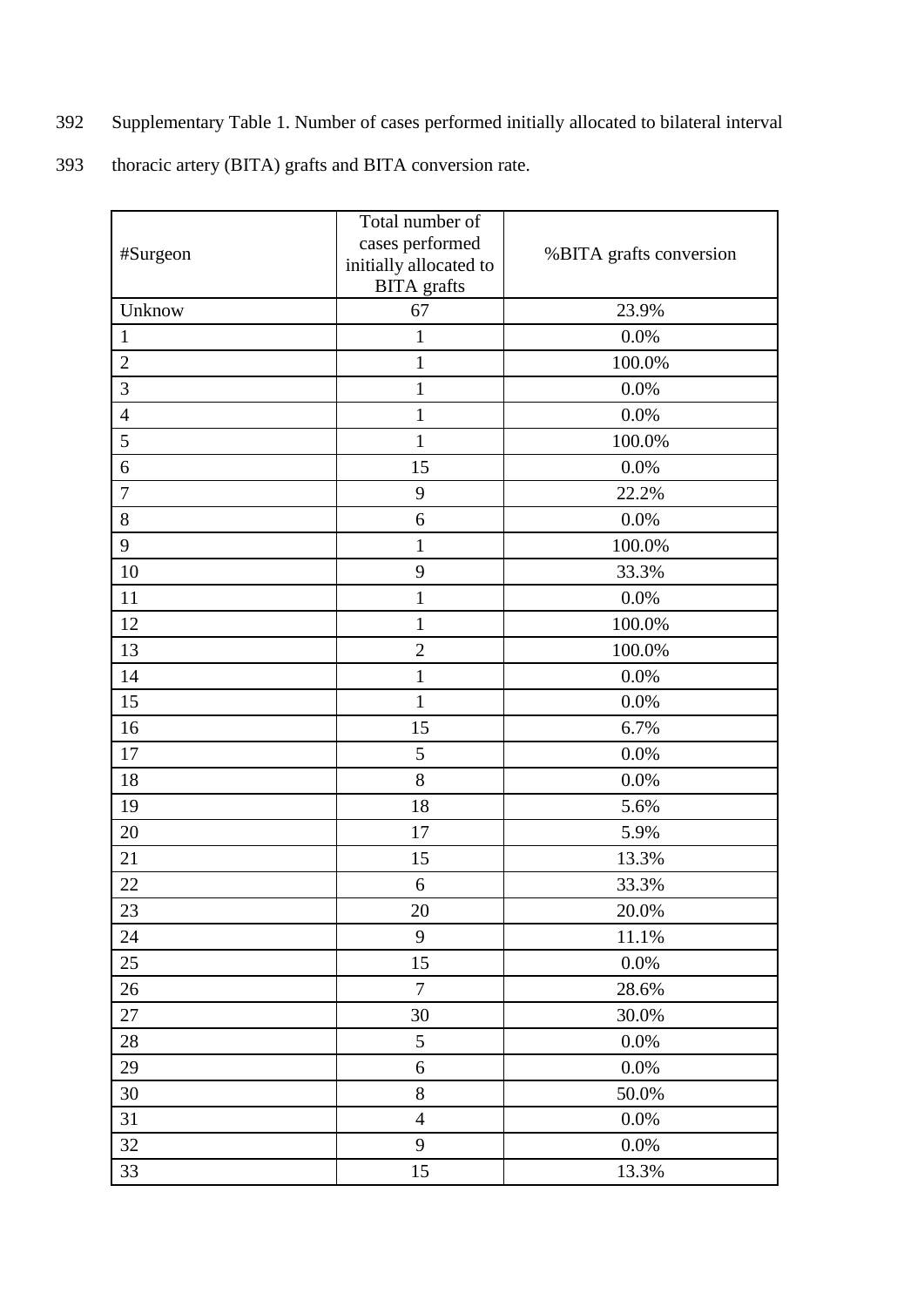Supplementary Table 1. Number of cases performed initially allocated to bilateral interval thoracic artery (BITA) grafts and BITA conversion rate.

| #Surgeon | Total number of cases performed initially allocated to BITA grafts | %BITA grafts conversion |
|---|---|---|
| Unknow | 67 | 23.9% |
| 1 | 1 | 0.0% |
| 2 | 1 | 100.0% |
| 3 | 1 | 0.0% |
| 4 | 1 | 0.0% |
| 5 | 1 | 100.0% |
| 6 | 15 | 0.0% |
| 7 | 9 | 22.2% |
| 8 | 6 | 0.0% |
| 9 | 1 | 100.0% |
| 10 | 9 | 33.3% |
| 11 | 1 | 0.0% |
| 12 | 1 | 100.0% |
| 13 | 2 | 100.0% |
| 14 | 1 | 0.0% |
| 15 | 1 | 0.0% |
| 16 | 15 | 6.7% |
| 17 | 5 | 0.0% |
| 18 | 8 | 0.0% |
| 19 | 18 | 5.6% |
| 20 | 17 | 5.9% |
| 21 | 15 | 13.3% |
| 22 | 6 | 33.3% |
| 23 | 20 | 20.0% |
| 24 | 9 | 11.1% |
| 25 | 15 | 0.0% |
| 26 | 7 | 28.6% |
| 27 | 30 | 30.0% |
| 28 | 5 | 0.0% |
| 29 | 6 | 0.0% |
| 30 | 8 | 50.0% |
| 31 | 4 | 0.0% |
| 32 | 9 | 0.0% |
| 33 | 15 | 13.3% |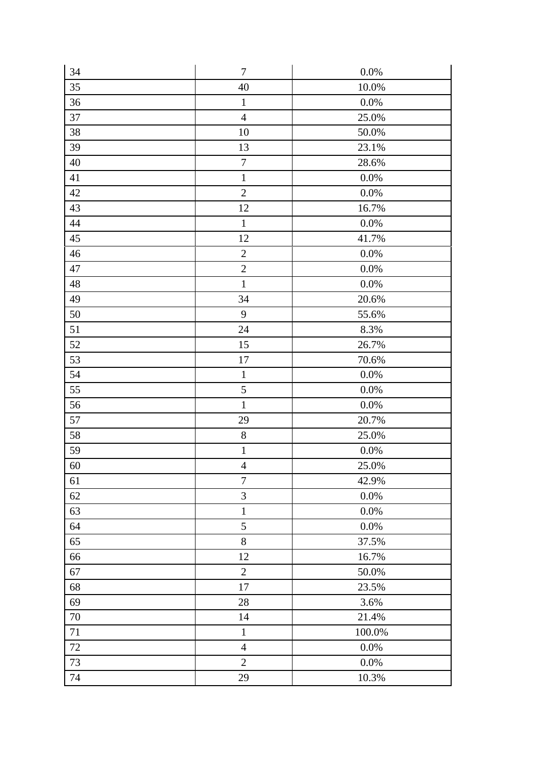| 34 | 7 | 0.0% |
|---|---|---|
| 35 | 40 | 10.0% |
| 36 | 1 | 0.0% |
| 37 | 4 | 25.0% |
| 38 | 10 | 50.0% |
| 39 | 13 | 23.1% |
| 40 | 7 | 28.6% |
| 41 | 1 | 0.0% |
| 42 | 2 | 0.0% |
| 43 | 12 | 16.7% |
| 44 | 1 | 0.0% |
| 45 | 12 | 41.7% |
| 46 | 2 | 0.0% |
| 47 | 2 | 0.0% |
| 48 | 1 | 0.0% |
| 49 | 34 | 20.6% |
| 50 | 9 | 55.6% |
| 51 | 24 | 8.3% |
| 52 | 15 | 26.7% |
| 53 | 17 | 70.6% |
| 54 | 1 | 0.0% |
| 55 | 5 | 0.0% |
| 56 | 1 | 0.0% |
| 57 | 29 | 20.7% |
| 58 | 8 | 25.0% |
| 59 | 1 | 0.0% |
| 60 | 4 | 25.0% |
| 61 | 7 | 42.9% |
| 62 | 3 | 0.0% |
| 63 | 1 | 0.0% |
| 64 | 5 | 0.0% |
| 65 | 8 | 37.5% |
| 66 | 12 | 16.7% |
| 67 | 2 | 50.0% |
| 68 | 17 | 23.5% |
| 69 | 28 | 3.6% |
| 70 | 14 | 21.4% |
| 71 | 1 | 100.0% |
| 72 | 4 | 0.0% |
| 73 | 2 | 0.0% |
| 74 | 29 | 10.3% |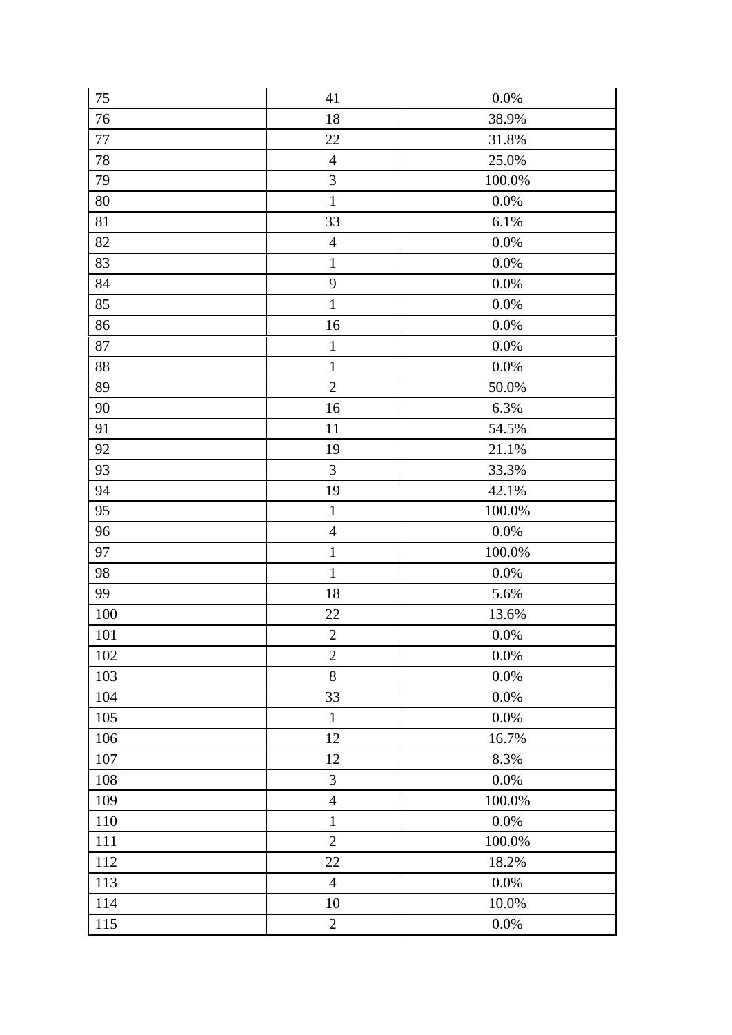| | | |
|---|---|---|
| 75 | 41 | 0.0% |
| 76 | 18 | 38.9% |
| 77 | 22 | 31.8% |
| 78 | 4 | 25.0% |
| 79 | 3 | 100.0% |
| 80 | 1 | 0.0% |
| 81 | 33 | 6.1% |
| 82 | 4 | 0.0% |
| 83 | 1 | 0.0% |
| 84 | 9 | 0.0% |
| 85 | 1 | 0.0% |
| 86 | 16 | 0.0% |
| 87 | 1 | 0.0% |
| 88 | 1 | 0.0% |
| 89 | 2 | 50.0% |
| 90 | 16 | 6.3% |
| 91 | 11 | 54.5% |
| 92 | 19 | 21.1% |
| 93 | 3 | 33.3% |
| 94 | 19 | 42.1% |
| 95 | 1 | 100.0% |
| 96 | 4 | 0.0% |
| 97 | 1 | 100.0% |
| 98 | 1 | 0.0% |
| 99 | 18 | 5.6% |
| 100 | 22 | 13.6% |
| 101 | 2 | 0.0% |
| 102 | 2 | 0.0% |
| 103 | 8 | 0.0% |
| 104 | 33 | 0.0% |
| 105 | 1 | 0.0% |
| 106 | 12 | 16.7% |
| 107 | 12 | 8.3% |
| 108 | 3 | 0.0% |
| 109 | 4 | 100.0% |
| 110 | 1 | 0.0% |
| 111 | 2 | 100.0% |
| 112 | 22 | 18.2% |
| 113 | 4 | 0.0% |
| 114 | 10 | 10.0% |
| 115 | 2 | 0.0% |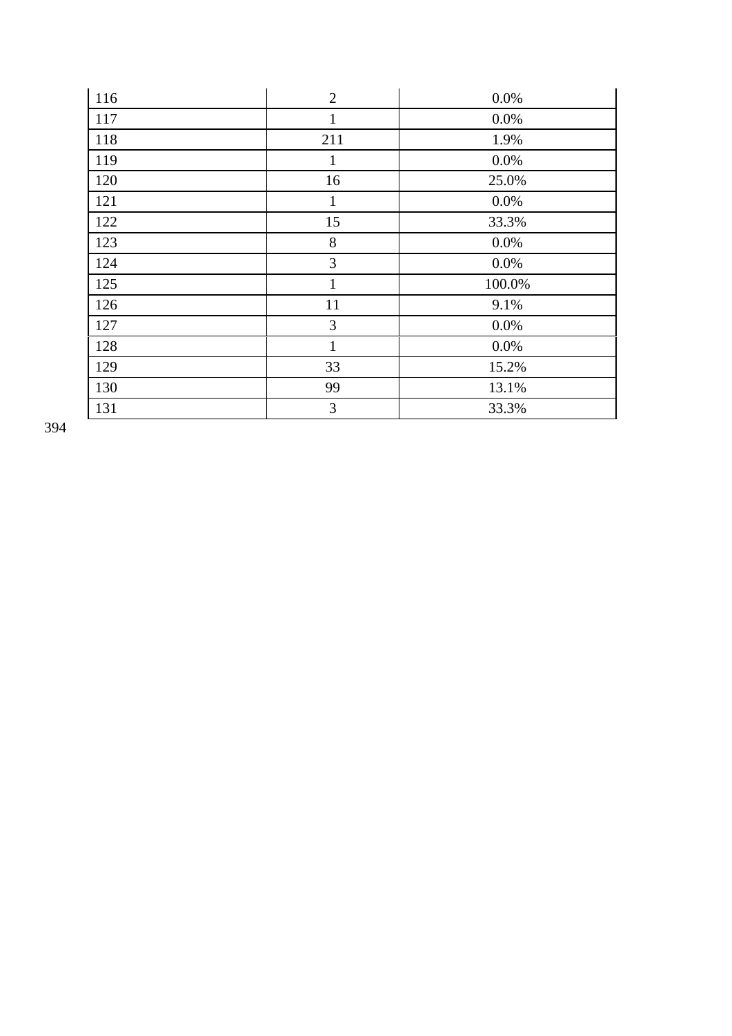| 116 | 2 | 0.0% |
| --- | --- | --- |
| 117 | 1 | 0.0% |
| 118 | 211 | 1.9% |
| 119 | 1 | 0.0% |
| 120 | 16 | 25.0% |
| 121 | 1 | 0.0% |
| 122 | 15 | 33.3% |
| 123 | 8 | 0.0% |
| 124 | 3 | 0.0% |
| 125 | 1 | 100.0% |
| 126 | 11 | 9.1% |
| 127 | 3 | 0.0% |
| 128 | 1 | 0.0% |
| 129 | 33 | 15.2% |
| 130 | 99 | 13.1% |
| 131 | 3 | 33.3% |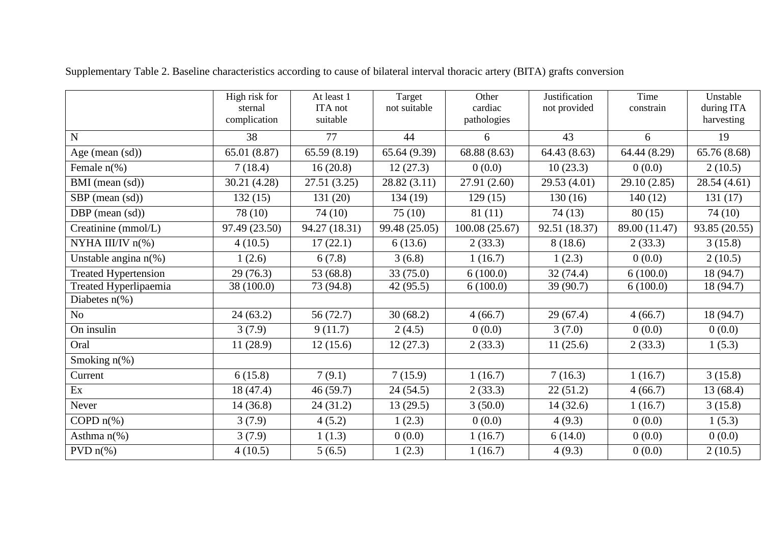Supplementary Table 2. Baseline characteristics according to cause of bilateral interval thoracic artery (BITA) grafts conversion

| | High risk for sternal complication | At least 1 ITA not suitable | Target not suitable | Other cardiac pathologies | Justification not provided | Time constrain | Unstable during ITA harvesting |
|---|---|---|---|---|---|---|---|
| N | 38 | 77 | 44 | 6 | 43 | 6 | 19 |
| Age (mean (sd)) | 65.01 (8.87) | 65.59 (8.19) | 65.64 (9.39) | 68.88 (8.63) | 64.43 (8.63) | 64.44 (8.29) | 65.76 (8.68) |
| Female n(%) | 7 (18.4) | 16 (20.8) | 12 (27.3) | 0 (0.0) | 10 (23.3) | 0 (0.0) | 2 (10.5) |
| BMI (mean (sd)) | 30.21 (4.28) | 27.51 (3.25) | 28.82 (3.11) | 27.91 (2.60) | 29.53 (4.01) | 29.10 (2.85) | 28.54 (4.61) |
| SBP (mean (sd)) | 132 (15) | 131 (20) | 134 (19) | 129 (15) | 130 (16) | 140 (12) | 131 (17) |
| DBP (mean (sd)) | 78 (10) | 74 (10) | 75 (10) | 81 (11) | 74 (13) | 80 (15) | 74 (10) |
| Creatinine (mmol/L) | 97.49 (23.50) | 94.27 (18.31) | 99.48 (25.05) | 100.08 (25.67) | 92.51 (18.37) | 89.00 (11.47) | 93.85 (20.55) |
| NYHA III/IV n(%) | 4 (10.5) | 17 (22.1) | 6 (13.6) | 2 (33.3) | 8 (18.6) | 2 (33.3) | 3 (15.8) |
| Unstable angina n(%) | 1 (2.6) | 6 (7.8) | 3 (6.8) | 1 (16.7) | 1 (2.3) | 0 (0.0) | 2 (10.5) |
| Treated Hypertension | 29 (76.3) | 53 (68.8) | 33 (75.0) | 6 (100.0) | 32 (74.4) | 6 (100.0) | 18 (94.7) |
| Treated Hyperlipaemia | 38 (100.0) | 73 (94.8) | 42 (95.5) | 6 (100.0) | 39 (90.7) | 6 (100.0) | 18 (94.7) |
| Diabetes n(%) | | | | | | | |
| No | 24 (63.2) | 56 (72.7) | 30 (68.2) | 4 (66.7) | 29 (67.4) | 4 (66.7) | 18 (94.7) |
| On insulin | 3 (7.9) | 9 (11.7) | 2 (4.5) | 0 (0.0) | 3 (7.0) | 0 (0.0) | 0 (0.0) |
| Oral | 11 (28.9) | 12 (15.6) | 12 (27.3) | 2 (33.3) | 11 (25.6) | 2 (33.3) | 1 (5.3) |
| Smoking n(%) | | | | | | | |
| Current | 6 (15.8) | 7 (9.1) | 7 (15.9) | 1 (16.7) | 7 (16.3) | 1 (16.7) | 3 (15.8) |
| Ex | 18 (47.4) | 46 (59.7) | 24 (54.5) | 2 (33.3) | 22 (51.2) | 4 (66.7) | 13 (68.4) |
| Never | 14 (36.8) | 24 (31.2) | 13 (29.5) | 3 (50.0) | 14 (32.6) | 1 (16.7) | 3 (15.8) |
| COPD n(%) | 3 (7.9) | 4 (5.2) | 1 (2.3) | 0 (0.0) | 4 (9.3) | 0 (0.0) | 1 (5.3) |
| Asthma n(%) | 3 (7.9) | 1 (1.3) | 0 (0.0) | 1 (16.7) | 6 (14.0) | 0 (0.0) | 0 (0.0) |
| PVD n(%) | 4 (10.5) | 5 (6.5) | 1 (2.3) | 1 (16.7) | 4 (9.3) | 0 (0.0) | 2 (10.5) |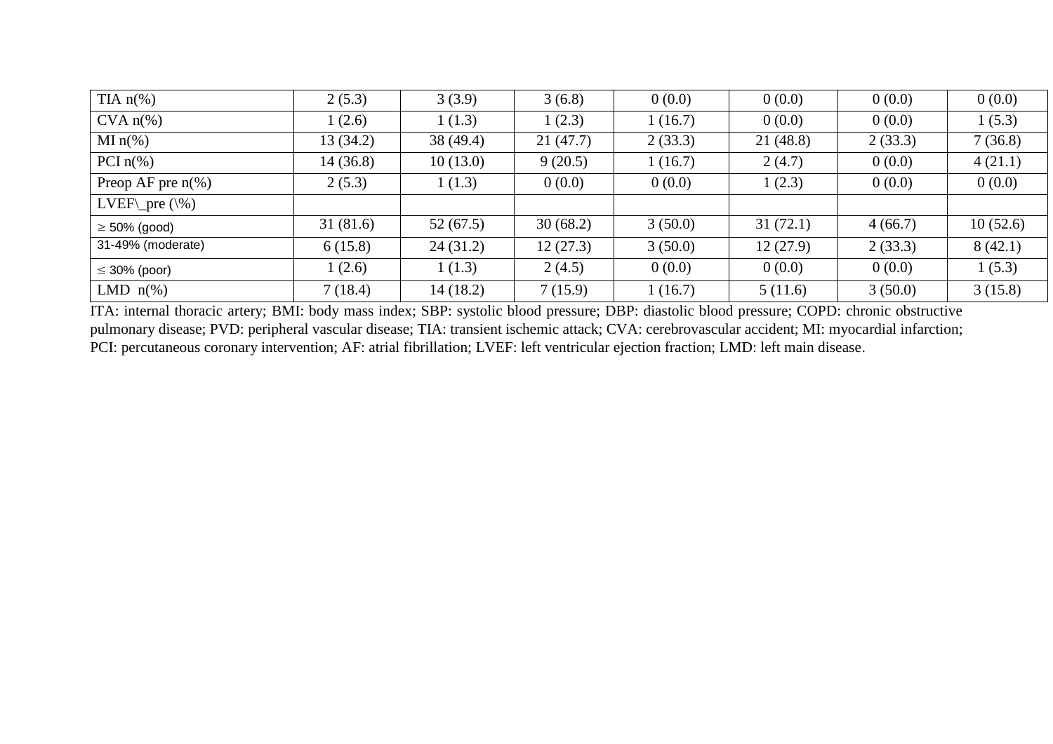| | | | | | | | |
|---|---|---|---|---|---|---|---|
| TIA n(%) | 2 (5.3) | 3 (3.9) | 3 (6.8) | 0 (0.0) | 0 (0.0) | 0 (0.0) | 0 (0.0) |
| CVA n(%) | 1 (2.6) | 1 (1.3) | 1 (2.3) | 1 (16.7) | 0 (0.0) | 0 (0.0) | 1 (5.3) |
| MI n(%) | 13 (34.2) | 38 (49.4) | 21 (47.7) | 2 (33.3) | 21 (48.8) | 2 (33.3) | 7 (36.8) |
| PCI n(%) | 14 (36.8) | 10 (13.0) | 9 (20.5) | 1 (16.7) | 2 (4.7) | 0 (0.0) | 4 (21.1) |
| Preop AF pre n(%) | 2 (5.3) | 1 (1.3) | 0 (0.0) | 0 (0.0) | 1 (2.3) | 0 (0.0) | 0 (0.0) |
| LVEF\_pre (\%) | | | | | | | |
| ≥ 50% (good) | 31 (81.6) | 52 (67.5) | 30 (68.2) | 3 (50.0) | 31 (72.1) | 4 (66.7) | 10 (52.6) |
| 31-49% (moderate) | 6 (15.8) | 24 (31.2) | 12 (27.3) | 3 (50.0) | 12 (27.9) | 2 (33.3) | 8 (42.1) |
| ≤ 30% (poor) | 1 (2.6) | 1 (1.3) | 2 (4.5) | 0 (0.0) | 0 (0.0) | 0 (0.0) | 1 (5.3) |
| LMD n(%) | 7 (18.4) | 14 (18.2) | 7 (15.9) | 1 (16.7) | 5 (11.6) | 3 (50.0) | 3 (15.8) |

ITA: internal thoracic artery; BMI: body mass index; SBP: systolic blood pressure; DBP: diastolic blood pressure; COPD: chronic obstructive pulmonary disease; PVD: peripheral vascular disease; TIA: transient ischemic attack; CVA: cerebrovascular accident; MI: myocardial infarction; PCI: percutaneous coronary intervention; AF: atrial fibrillation; LVEF: left ventricular ejection fraction; LMD: left main disease.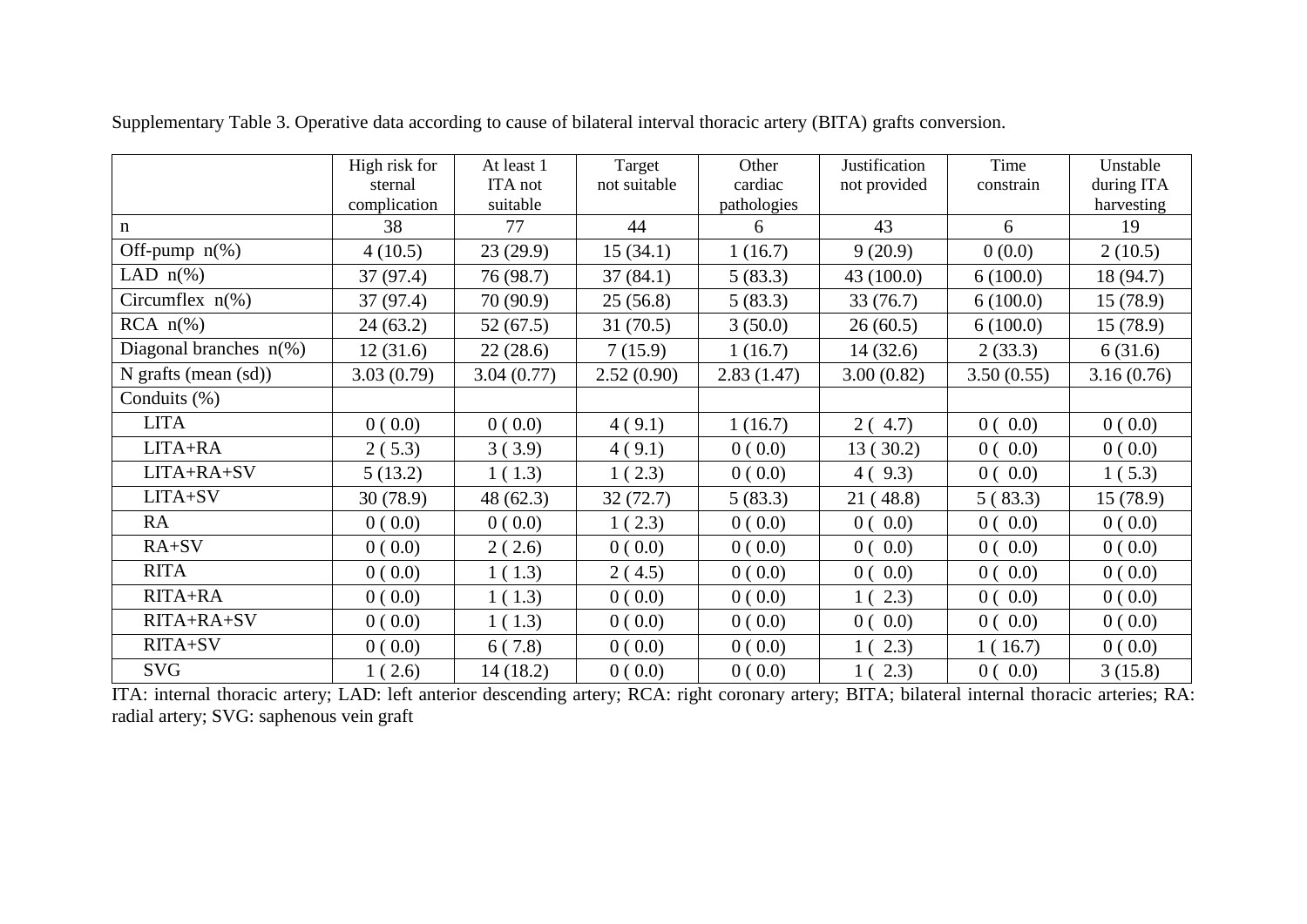Supplementary Table 3. Operative data according to cause of bilateral interval thoracic artery (BITA) grafts conversion.

| | High risk for sternal complication | At least 1 ITA not suitable | Target not suitable | Other cardiac pathologies | Justification not provided | Time constrain | Unstable during ITA harvesting |
|---|---|---|---|---|---|---|---|
| n | 38 | 77 | 44 | 6 | 43 | 6 | 19 |
| Off-pump n(%) | 4 (10.5) | 23 (29.9) | 15 (34.1) | 1 (16.7) | 9 (20.9) | 0 (0.0) | 2 (10.5) |
| LAD n(%) | 37 (97.4) | 76 (98.7) | 37 (84.1) | 5 (83.3) | 43 (100.0) | 6 (100.0) | 18 (94.7) |
| Circumflex n(%) | 37 (97.4) | 70 (90.9) | 25 (56.8) | 5 (83.3) | 33 (76.7) | 6 (100.0) | 15 (78.9) |
| RCA n(%) | 24 (63.2) | 52 (67.5) | 31 (70.5) | 3 (50.0) | 26 (60.5) | 6 (100.0) | 15 (78.9) |
| Diagonal branches n(%) | 12 (31.6) | 22 (28.6) | 7 (15.9) | 1 (16.7) | 14 (32.6) | 2 (33.3) | 6 (31.6) |
| N grafts (mean (sd)) | 3.03 (0.79) | 3.04 (0.77) | 2.52 (0.90) | 2.83 (1.47) | 3.00 (0.82) | 3.50 (0.55) | 3.16 (0.76) |
| Conduits (%) | | | | | | | |
| LITA | 0 ( 0.0) | 0 ( 0.0) | 4 ( 9.1) | 1 (16.7) | 2 ( 4.7) | 0 ( 0.0) | 0 ( 0.0) |
| LITA+RA | 2 ( 5.3) | 3 ( 3.9) | 4 ( 9.1) | 0 ( 0.0) | 13 ( 30.2) | 0 ( 0.0) | 0 ( 0.0) |
| LITA+RA+SV | 5 (13.2) | 1 ( 1.3) | 1 ( 2.3) | 0 ( 0.0) | 4 ( 9.3) | 0 ( 0.0) | 1 ( 5.3) |
| LITA+SV | 30 (78.9) | 48 (62.3) | 32 (72.7) | 5 (83.3) | 21 ( 48.8) | 5 ( 83.3) | 15 (78.9) |
| RA | 0 ( 0.0) | 0 ( 0.0) | 1 ( 2.3) | 0 ( 0.0) | 0 ( 0.0) | 0 ( 0.0) | 0 ( 0.0) |
| RA+SV | 0 ( 0.0) | 2 ( 2.6) | 0 ( 0.0) | 0 ( 0.0) | 0 ( 0.0) | 0 ( 0.0) | 0 ( 0.0) |
| RITA | 0 ( 0.0) | 1 ( 1.3) | 2 ( 4.5) | 0 ( 0.0) | 0 ( 0.0) | 0 ( 0.0) | 0 ( 0.0) |
| RITA+RA | 0 ( 0.0) | 1 ( 1.3) | 0 ( 0.0) | 0 ( 0.0) | 1 ( 2.3) | 0 ( 0.0) | 0 ( 0.0) |
| RITA+RA+SV | 0 ( 0.0) | 1 ( 1.3) | 0 ( 0.0) | 0 ( 0.0) | 0 ( 0.0) | 0 ( 0.0) | 0 ( 0.0) |
| RITA+SV | 0 ( 0.0) | 6 ( 7.8) | 0 ( 0.0) | 0 ( 0.0) | 1 ( 2.3) | 1 ( 16.7) | 0 ( 0.0) |
| SVG | 1 ( 2.6) | 14 (18.2) | 0 ( 0.0) | 0 ( 0.0) | 1 ( 2.3) | 0 ( 0.0) | 3 (15.8) |

ITA: internal thoracic artery; LAD: left anterior descending artery; RCA: right coronary artery; BITA; bilateral internal thoracic arteries; RA: radial artery; SVG: saphenous vein graft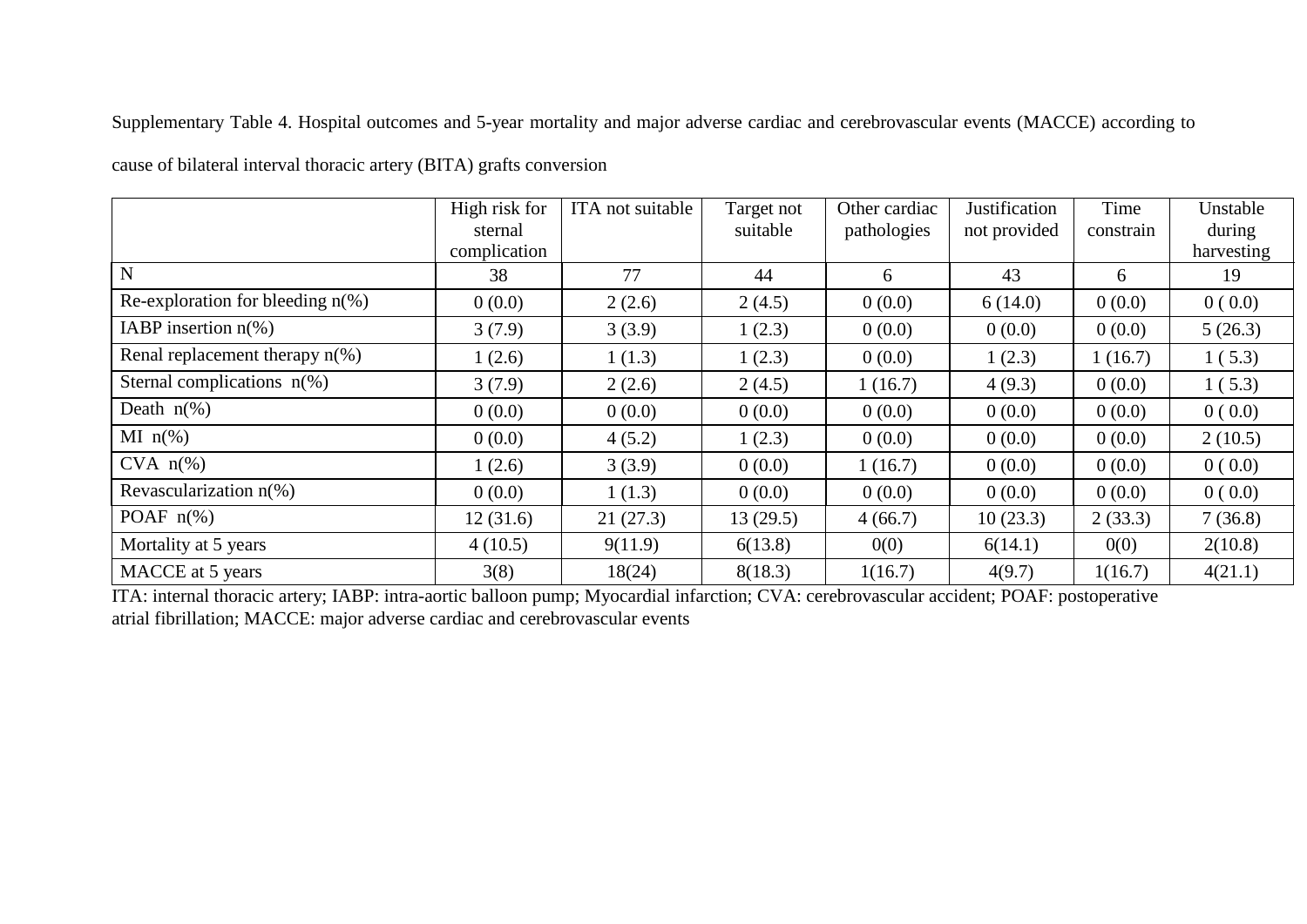Supplementary Table 4. Hospital outcomes and 5-year mortality and major adverse cardiac and cerebrovascular events (MACCE) according to cause of bilateral interval thoracic artery (BITA) grafts conversion

| | High risk for sternal complication | ITA not suitable | Target not suitable | Other cardiac pathologies | Justification not provided | Time constrain | Unstable during harvesting |
|---|---|---|---|---|---|---|---|
| N | 38 | 77 | 44 | 6 | 43 | 6 | 19 |
| Re-exploration for bleeding n(%) | 0 (0.0) | 2 (2.6) | 2 (4.5) | 0 (0.0) | 6 (14.0) | 0 (0.0) | 0 ( 0.0) |
| IABP insertion n(%) | 3 (7.9) | 3 (3.9) | 1 (2.3) | 0 (0.0) | 0 (0.0) | 0 (0.0) | 5 (26.3) |
| Renal replacement therapy n(%) | 1 (2.6) | 1 (1.3) | 1 (2.3) | 0 (0.0) | 1 (2.3) | 1 (16.7) | 1 ( 5.3) |
| Sternal complications n(%) | 3 (7.9) | 2 (2.6) | 2 (4.5) | 1 (16.7) | 4 (9.3) | 0 (0.0) | 1 ( 5.3) |
| Death n(%) | 0 (0.0) | 0 (0.0) | 0 (0.0) | 0 (0.0) | 0 (0.0) | 0 (0.0) | 0 ( 0.0) |
| MI n(%) | 0 (0.0) | 4 (5.2) | 1 (2.3) | 0 (0.0) | 0 (0.0) | 0 (0.0) | 2 (10.5) |
| CVA n(%) | 1 (2.6) | 3 (3.9) | 0 (0.0) | 1 (16.7) | 0 (0.0) | 0 (0.0) | 0 ( 0.0) |
| Revascularization n(%) | 0 (0.0) | 1 (1.3) | 0 (0.0) | 0 (0.0) | 0 (0.0) | 0 (0.0) | 0 ( 0.0) |
| POAF n(%) | 12 (31.6) | 21 (27.3) | 13 (29.5) | 4 (66.7) | 10 (23.3) | 2 (33.3) | 7 (36.8) |
| Mortality at 5 years | 4 (10.5) | 9(11.9) | 6(13.8) | 0(0) | 6(14.1) | 0(0) | 2(10.8) |
| MACCE at 5 years | 3(8) | 18(24) | 8(18.3) | 1(16.7) | 4(9.7) | 1(16.7) | 4(21.1) |

ITA: internal thoracic artery; IABP: intra-aortic balloon pump; Myocardial infarction; CVA: cerebrovascular accident; POAF: postoperative atrial fibrillation; MACCE: major adverse cardiac and cerebrovascular events